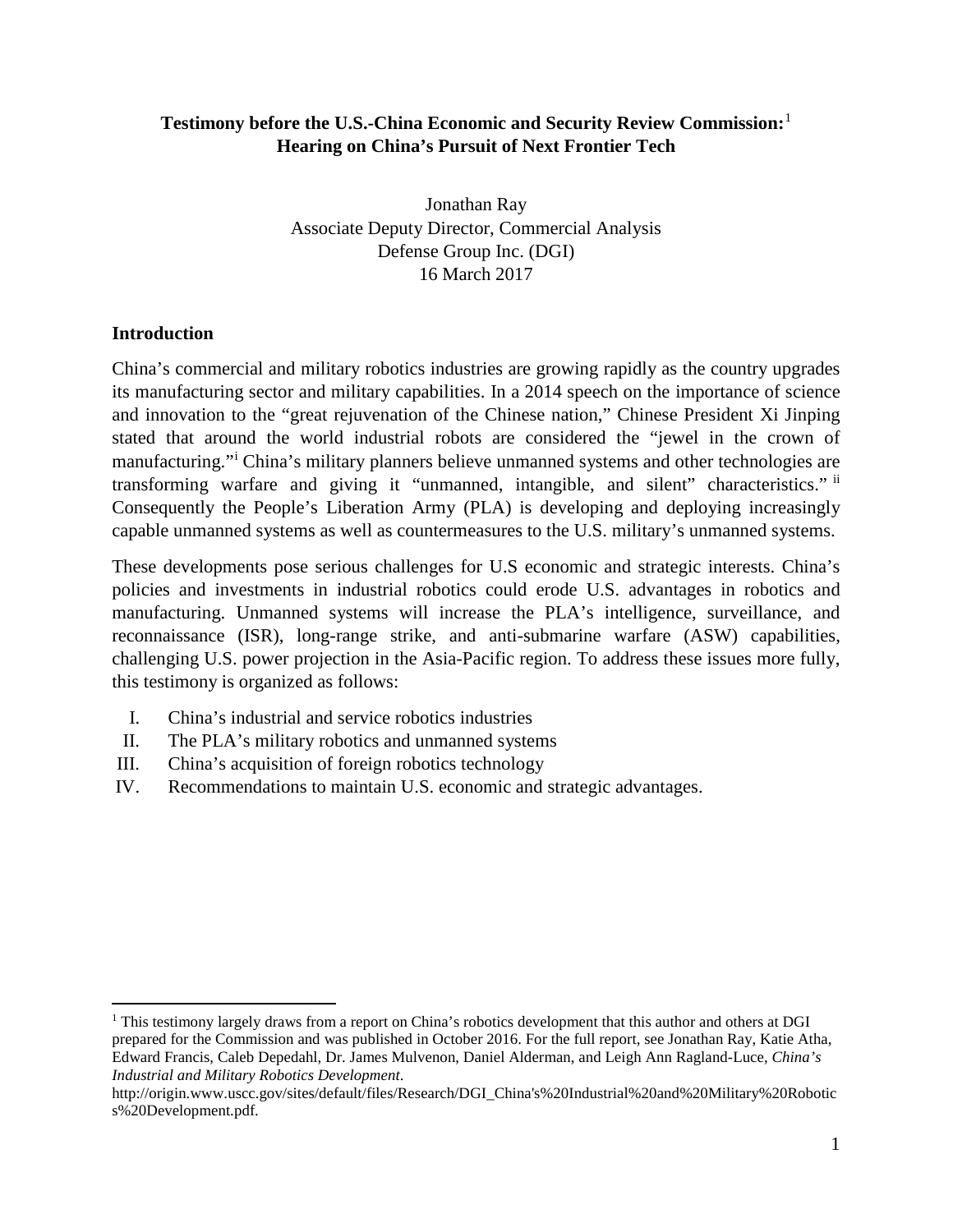**Testimony before the U.S.-China Economic and Security Review Commission:**[1]
**Hearing on China's Pursuit of Next Frontier Tech**

Jonathan Ray
Associate Deputy Director, Commercial Analysis
Defense Group Inc. (DGI)
16 March 2017

## Introduction

China's commercial and military robotics industries are growing rapidly as the country upgrades its manufacturing sector and military capabilities. In a 2014 speech on the importance of science and innovation to the "great rejuvenation of the Chinese nation," Chinese President Xi Jinping stated that around the world industrial robots are considered the "jewel in the crown of manufacturing."[i] China's military planners believe unmanned systems and other technologies are transforming warfare and giving it "unmanned, intangible, and silent" characteristics."[ii] Consequently the People's Liberation Army (PLA) is developing and deploying increasingly capable unmanned systems as well as countermeasures to the U.S. military's unmanned systems.

These developments pose serious challenges for U.S economic and strategic interests. China's policies and investments in industrial robotics could erode U.S. advantages in robotics and manufacturing. Unmanned systems will increase the PLA's intelligence, surveillance, and reconnaissance (ISR), long-range strike, and anti-submarine warfare (ASW) capabilities, challenging U.S. power projection in the Asia-Pacific region. To address these issues more fully, this testimony is organized as follows:

I. China's industrial and service robotics industries
II. The PLA's military robotics and unmanned systems
III. China's acquisition of foreign robotics technology
IV. Recommendations to maintain U.S. economic and strategic advantages.

[1] This testimony largely draws from a report on China's robotics development that this author and others at DGI prepared for the Commission and was published in October 2016. For the full report, see Jonathan Ray, Katie Atha, Edward Francis, Caleb Depedahl, Dr. James Mulvenon, Daniel Alderman, and Leigh Ann Ragland-Luce, *China's Industrial and Military Robotics Development*. http://origin.www.uscc.gov/sites/default/files/Research/DGI_China's%20Industrial%20and%20Military%20Robotics%20Development.pdf.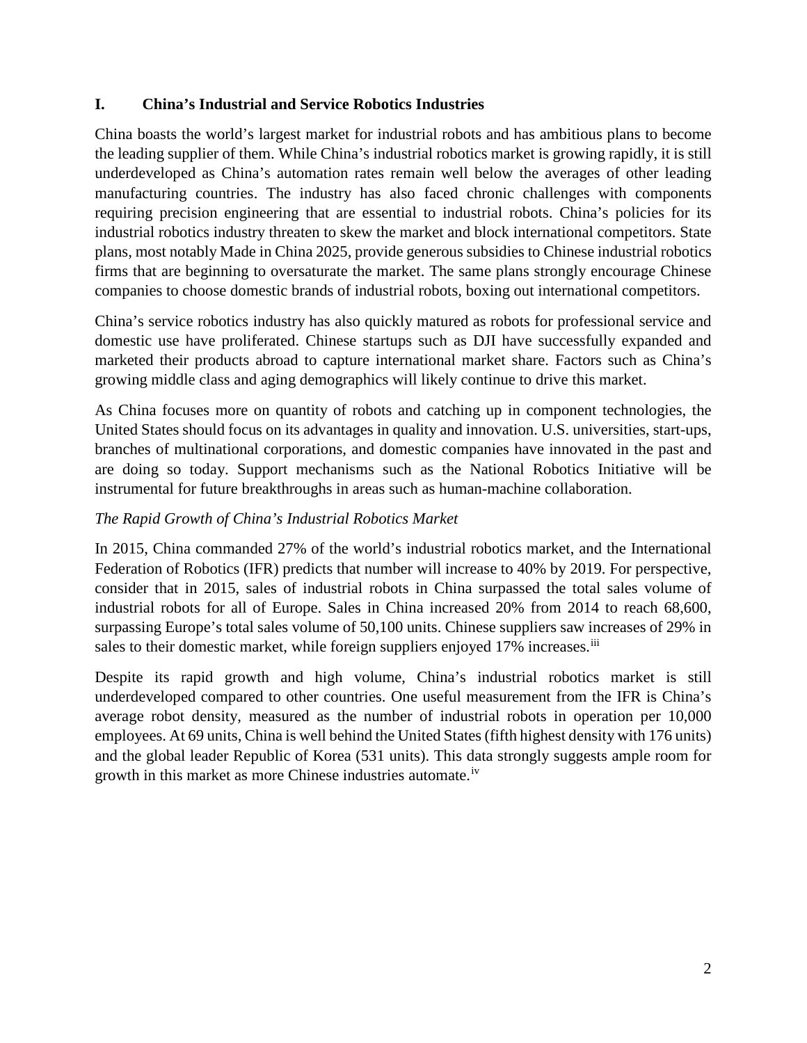## I. China's Industrial and Service Robotics Industries

China boasts the world's largest market for industrial robots and has ambitious plans to become the leading supplier of them. While China's industrial robotics market is growing rapidly, it is still underdeveloped as China's automation rates remain well below the averages of other leading manufacturing countries. The industry has also faced chronic challenges with components requiring precision engineering that are essential to industrial robots. China's policies for its industrial robotics industry threaten to skew the market and block international competitors. State plans, most notably Made in China 2025, provide generous subsidies to Chinese industrial robotics firms that are beginning to oversaturate the market. The same plans strongly encourage Chinese companies to choose domestic brands of industrial robots, boxing out international competitors.

China's service robotics industry has also quickly matured as robots for professional service and domestic use have proliferated. Chinese startups such as DJI have successfully expanded and marketed their products abroad to capture international market share. Factors such as China's growing middle class and aging demographics will likely continue to drive this market.

As China focuses more on quantity of robots and catching up in component technologies, the United States should focus on its advantages in quality and innovation. U.S. universities, start-ups, branches of multinational corporations, and domestic companies have innovated in the past and are doing so today. Support mechanisms such as the National Robotics Initiative will be instrumental for future breakthroughs in areas such as human-machine collaboration.

*The Rapid Growth of China's Industrial Robotics Market*

In 2015, China commanded 27% of the world's industrial robotics market, and the International Federation of Robotics (IFR) predicts that number will increase to 40% by 2019. For perspective, consider that in 2015, sales of industrial robots in China surpassed the total sales volume of industrial robots for all of Europe. Sales in China increased 20% from 2014 to reach 68,600, surpassing Europe's total sales volume of 50,100 units. Chinese suppliers saw increases of 29% in sales to their domestic market, while foreign suppliers enjoyed 17% increases.[iii]

Despite its rapid growth and high volume, China's industrial robotics market is still underdeveloped compared to other countries. One useful measurement from the IFR is China's average robot density, measured as the number of industrial robots in operation per 10,000 employees. At 69 units, China is well behind the United States (fifth highest density with 176 units) and the global leader Republic of Korea (531 units). This data strongly suggests ample room for growth in this market as more Chinese industries automate.[iv]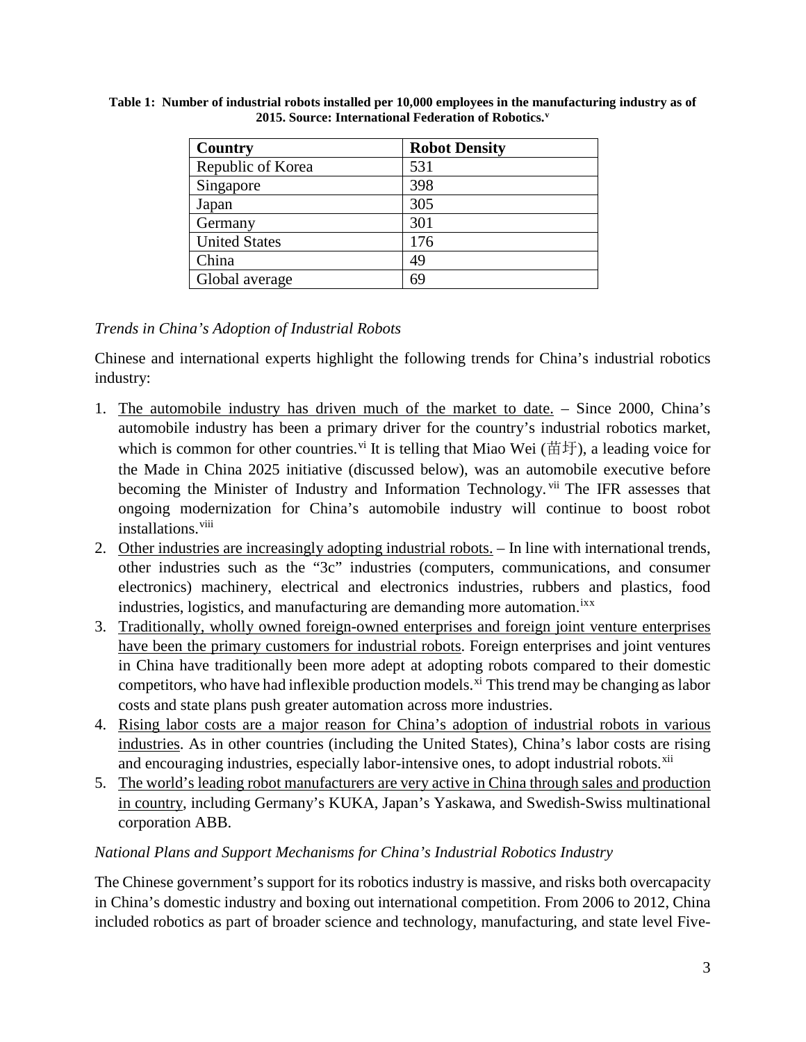**Table 1: Number of industrial robots installed per 10,000 employees in the manufacturing industry as of 2015. Source: International Federation of Robotics.**[v]

| Country | Robot Density |
| --- | --- |
| Republic of Korea | 531 |
| Singapore | 398 |
| Japan | 305 |
| Germany | 301 |
| United States | 176 |
| China | 49 |
| Global average | 69 |

*Trends in China's Adoption of Industrial Robots*

Chinese and international experts highlight the following trends for China's industrial robotics industry:

1. <u>The automobile industry has driven much of the market to date.</u> – Since 2000, China's automobile industry has been a primary driver for the country's industrial robotics market, which is common for other countries.[vi] It is telling that Miao Wei (苗圩), a leading voice for the Made in China 2025 initiative (discussed below), was an automobile executive before becoming the Minister of Industry and Information Technology.[vii] The IFR assesses that ongoing modernization for China's automobile industry will continue to boost robot installations.[viii]
2. <u>Other industries are increasingly adopting industrial robots.</u> – In line with international trends, other industries such as the "3c" industries (computers, communications, and consumer electronics) machinery, electrical and electronics industries, rubbers and plastics, food industries, logistics, and manufacturing are demanding more automation.[ix x]
3. <u>Traditionally, wholly owned foreign-owned enterprises and foreign joint venture enterprises have been the primary customers for industrial robots</u>. Foreign enterprises and joint ventures in China have traditionally been more adept at adopting robots compared to their domestic competitors, who have had inflexible production models.[xi] This trend may be changing as labor costs and state plans push greater automation across more industries.
4. <u>Rising labor costs are a major reason for China's adoption of industrial robots in various industries</u>. As in other countries (including the United States), China's labor costs are rising and encouraging industries, especially labor-intensive ones, to adopt industrial robots.[xii]
5. <u>The world's leading robot manufacturers are very active in China through sales and production in country</u>, including Germany's KUKA, Japan's Yaskawa, and Swedish-Swiss multinational corporation ABB.

*National Plans and Support Mechanisms for China's Industrial Robotics Industry*

The Chinese government's support for its robotics industry is massive, and risks both overcapacity in China's domestic industry and boxing out international competition. From 2006 to 2012, China included robotics as part of broader science and technology, manufacturing, and state level Five-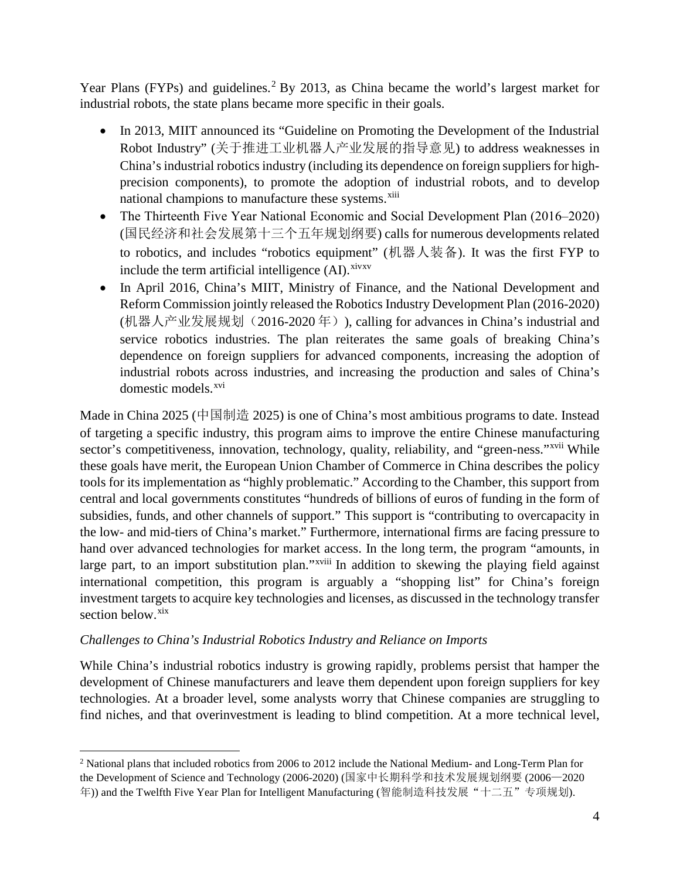Year Plans (FYPs) and guidelines.[2] By 2013, as China became the world's largest market for industrial robots, the state plans became more specific in their goals.

- In 2013, MIIT announced its "Guideline on Promoting the Development of the Industrial Robot Industry" (关于推进工业机器人产业发展的指导意见) to address weaknesses in China's industrial robotics industry (including its dependence on foreign suppliers for high-precision components), to promote the adoption of industrial robots, and to develop national champions to manufacture these systems.[xiii]
- The Thirteenth Five Year National Economic and Social Development Plan (2016–2020) (国民经济和社会发展第十三个五年规划纲要) calls for numerous developments related to robotics, and includes "robotics equipment" (机器人装备). It was the first FYP to include the term artificial intelligence (AI).[xiv][xv]
- In April 2016, China's MIIT, Ministry of Finance, and the National Development and Reform Commission jointly released the Robotics Industry Development Plan (2016-2020) (机器人产业发展规划（2016-2020 年）), calling for advances in China's industrial and service robotics industries. The plan reiterates the same goals of breaking China's dependence on foreign suppliers for advanced components, increasing the adoption of industrial robots across industries, and increasing the production and sales of China's domestic models.[xvi]

Made in China 2025 (中国制造 2025) is one of China's most ambitious programs to date. Instead of targeting a specific industry, this program aims to improve the entire Chinese manufacturing sector's competitiveness, innovation, technology, quality, reliability, and "green-ness."[xvii] While these goals have merit, the European Union Chamber of Commerce in China describes the policy tools for its implementation as "highly problematic." According to the Chamber, this support from central and local governments constitutes "hundreds of billions of euros of funding in the form of subsidies, funds, and other channels of support." This support is "contributing to overcapacity in the low- and mid-tiers of China's market." Furthermore, international firms are facing pressure to hand over advanced technologies for market access. In the long term, the program "amounts, in large part, to an import substitution plan."[xviii] In addition to skewing the playing field against international competition, this program is arguably a "shopping list" for China's foreign investment targets to acquire key technologies and licenses, as discussed in the technology transfer section below.[xix]

*Challenges to China's Industrial Robotics Industry and Reliance on Imports*

While China's industrial robotics industry is growing rapidly, problems persist that hamper the development of Chinese manufacturers and leave them dependent upon foreign suppliers for key technologies. At a broader level, some analysts worry that Chinese companies are struggling to find niches, and that overinvestment is leading to blind competition. At a more technical level,

---

[2] National plans that included robotics from 2006 to 2012 include the National Medium- and Long-Term Plan for the Development of Science and Technology (2006-2020) (国家中长期科学和技术发展规划纲要 (2006—2020 年)) and the Twelfth Five Year Plan for Intelligent Manufacturing (智能制造科技发展"十二五"专项规划).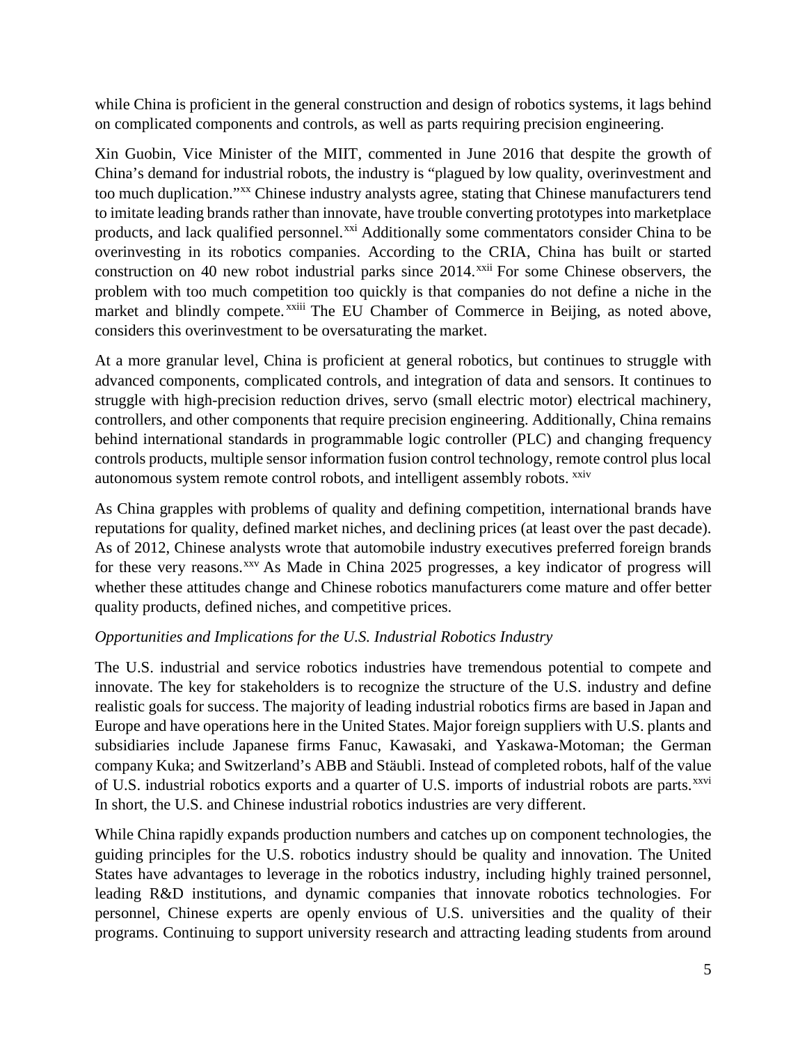while China is proficient in the general construction and design of robotics systems, it lags behind on complicated components and controls, as well as parts requiring precision engineering.

Xin Guobin, Vice Minister of the MIIT, commented in June 2016 that despite the growth of China's demand for industrial robots, the industry is "plagued by low quality, overinvestment and too much duplication."[xx] Chinese industry analysts agree, stating that Chinese manufacturers tend to imitate leading brands rather than innovate, have trouble converting prototypes into marketplace products, and lack qualified personnel.[xxi] Additionally some commentators consider China to be overinvesting in its robotics companies. According to the CRIA, China has built or started construction on 40 new robot industrial parks since 2014.[xxii] For some Chinese observers, the problem with too much competition too quickly is that companies do not define a niche in the market and blindly compete.[xxiii] The EU Chamber of Commerce in Beijing, as noted above, considers this overinvestment to be oversaturating the market.

At a more granular level, China is proficient at general robotics, but continues to struggle with advanced components, complicated controls, and integration of data and sensors. It continues to struggle with high-precision reduction drives, servo (small electric motor) electrical machinery, controllers, and other components that require precision engineering. Additionally, China remains behind international standards in programmable logic controller (PLC) and changing frequency controls products, multiple sensor information fusion control technology, remote control plus local autonomous system remote control robots, and intelligent assembly robots.[xxiv]

As China grapples with problems of quality and defining competition, international brands have reputations for quality, defined market niches, and declining prices (at least over the past decade). As of 2012, Chinese analysts wrote that automobile industry executives preferred foreign brands for these very reasons.[xxv] As Made in China 2025 progresses, a key indicator of progress will whether these attitudes change and Chinese robotics manufacturers come mature and offer better quality products, defined niches, and competitive prices.

*Opportunities and Implications for the U.S. Industrial Robotics Industry*

The U.S. industrial and service robotics industries have tremendous potential to compete and innovate. The key for stakeholders is to recognize the structure of the U.S. industry and define realistic goals for success. The majority of leading industrial robotics firms are based in Japan and Europe and have operations here in the United States. Major foreign suppliers with U.S. plants and subsidiaries include Japanese firms Fanuc, Kawasaki, and Yaskawa-Motoman; the German company Kuka; and Switzerland's ABB and Stäubli. Instead of completed robots, half of the value of U.S. industrial robotics exports and a quarter of U.S. imports of industrial robots are parts.[xxvi] In short, the U.S. and Chinese industrial robotics industries are very different.

While China rapidly expands production numbers and catches up on component technologies, the guiding principles for the U.S. robotics industry should be quality and innovation. The United States have advantages to leverage in the robotics industry, including highly trained personnel, leading R&D institutions, and dynamic companies that innovate robotics technologies. For personnel, Chinese experts are openly envious of U.S. universities and the quality of their programs. Continuing to support university research and attracting leading students from around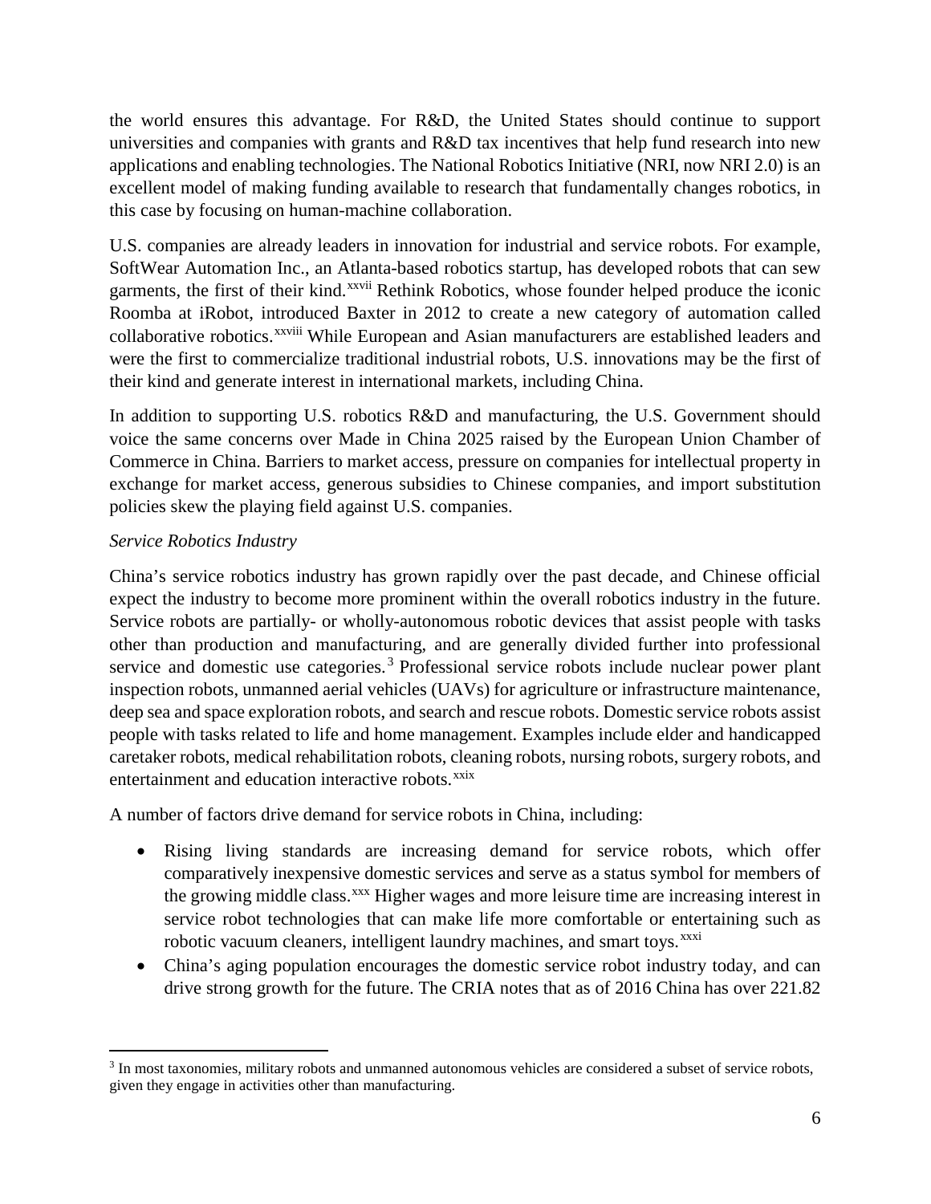the world ensures this advantage. For R&D, the United States should continue to support universities and companies with grants and R&D tax incentives that help fund research into new applications and enabling technologies. The National Robotics Initiative (NRI, now NRI 2.0) is an excellent model of making funding available to research that fundamentally changes robotics, in this case by focusing on human-machine collaboration.

U.S. companies are already leaders in innovation for industrial and service robots. For example, SoftWear Automation Inc., an Atlanta-based robotics startup, has developed robots that can sew garments, the first of their kind.[xxvii] Rethink Robotics, whose founder helped produce the iconic Roomba at iRobot, introduced Baxter in 2012 to create a new category of automation called collaborative robotics.[xxviii] While European and Asian manufacturers are established leaders and were the first to commercialize traditional industrial robots, U.S. innovations may be the first of their kind and generate interest in international markets, including China.

In addition to supporting U.S. robotics R&D and manufacturing, the U.S. Government should voice the same concerns over Made in China 2025 raised by the European Union Chamber of Commerce in China. Barriers to market access, pressure on companies for intellectual property in exchange for market access, generous subsidies to Chinese companies, and import substitution policies skew the playing field against U.S. companies.

*Service Robotics Industry*

China's service robotics industry has grown rapidly over the past decade, and Chinese official expect the industry to become more prominent within the overall robotics industry in the future. Service robots are partially- or wholly-autonomous robotic devices that assist people with tasks other than production and manufacturing, and are generally divided further into professional service and domestic use categories.[3] Professional service robots include nuclear power plant inspection robots, unmanned aerial vehicles (UAVs) for agriculture or infrastructure maintenance, deep sea and space exploration robots, and search and rescue robots. Domestic service robots assist people with tasks related to life and home management. Examples include elder and handicapped caretaker robots, medical rehabilitation robots, cleaning robots, nursing robots, surgery robots, and entertainment and education interactive robots.[xxix]

A number of factors drive demand for service robots in China, including:

- Rising living standards are increasing demand for service robots, which offer comparatively inexpensive domestic services and serve as a status symbol for members of the growing middle class.[xxx] Higher wages and more leisure time are increasing interest in service robot technologies that can make life more comfortable or entertaining such as robotic vacuum cleaners, intelligent laundry machines, and smart toys.[xxxi]
- China's aging population encourages the domestic service robot industry today, and can drive strong growth for the future. The CRIA notes that as of 2016 China has over 221.82

[3] In most taxonomies, military robots and unmanned autonomous vehicles are considered a subset of service robots, given they engage in activities other than manufacturing.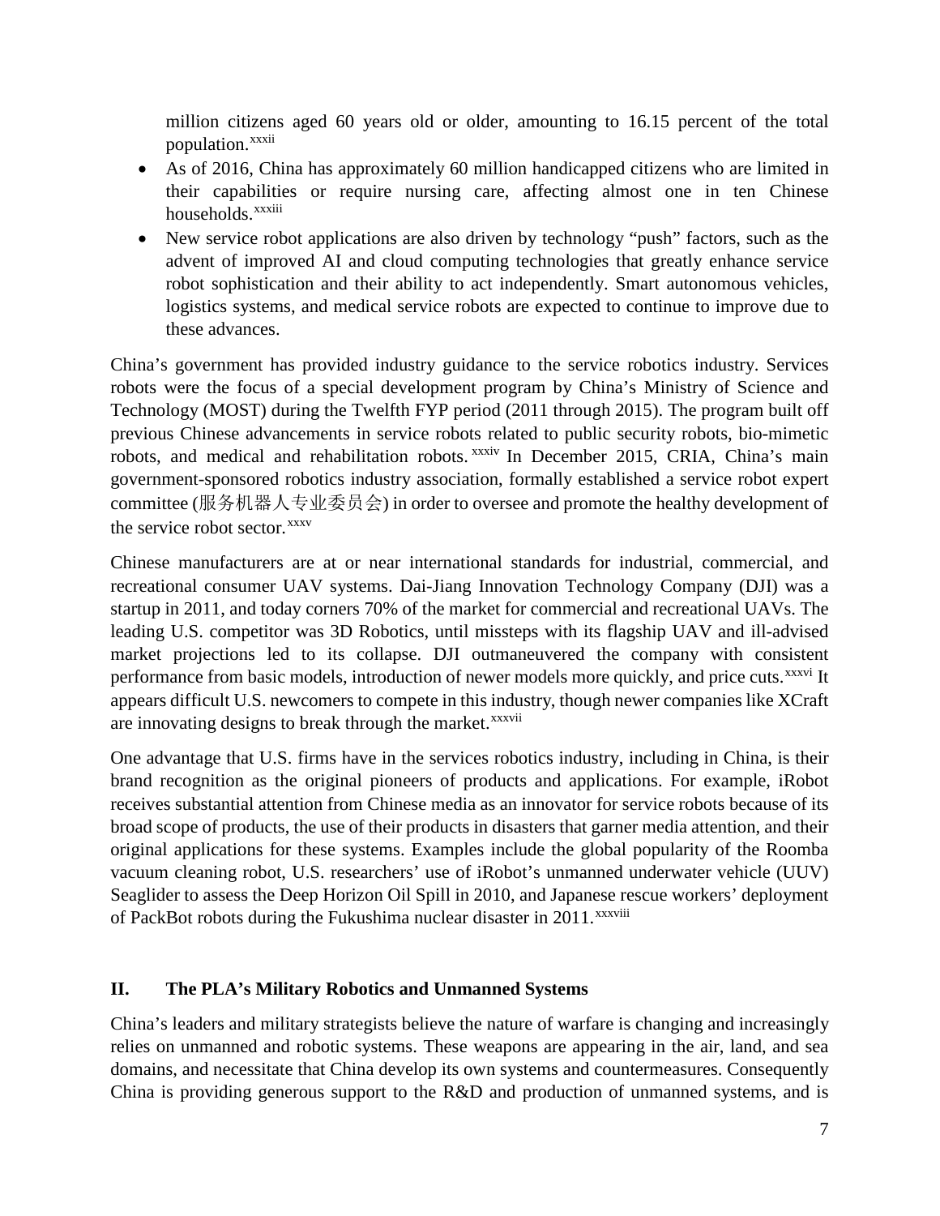million citizens aged 60 years old or older, amounting to 16.15 percent of the total population.[xxxii]

- As of 2016, China has approximately 60 million handicapped citizens who are limited in their capabilities or require nursing care, affecting almost one in ten Chinese households.[xxxiii]
- New service robot applications are also driven by technology "push" factors, such as the advent of improved AI and cloud computing technologies that greatly enhance service robot sophistication and their ability to act independently. Smart autonomous vehicles, logistics systems, and medical service robots are expected to continue to improve due to these advances.

China's government has provided industry guidance to the service robotics industry. Services robots were the focus of a special development program by China's Ministry of Science and Technology (MOST) during the Twelfth FYP period (2011 through 2015). The program built off previous Chinese advancements in service robots related to public security robots, bio-mimetic robots, and medical and rehabilitation robots.[xxxiv] In December 2015, CRIA, China's main government-sponsored robotics industry association, formally established a service robot expert committee (服务机器人专业委员会) in order to oversee and promote the healthy development of the service robot sector.[xxxv]

Chinese manufacturers are at or near international standards for industrial, commercial, and recreational consumer UAV systems. Dai-Jiang Innovation Technology Company (DJI) was a startup in 2011, and today corners 70% of the market for commercial and recreational UAVs. The leading U.S. competitor was 3D Robotics, until missteps with its flagship UAV and ill-advised market projections led to its collapse. DJI outmaneuvered the company with consistent performance from basic models, introduction of newer models more quickly, and price cuts.[xxxvi] It appears difficult U.S. newcomers to compete in this industry, though newer companies like XCraft are innovating designs to break through the market.[xxxvii]

One advantage that U.S. firms have in the services robotics industry, including in China, is their brand recognition as the original pioneers of products and applications. For example, iRobot receives substantial attention from Chinese media as an innovator for service robots because of its broad scope of products, the use of their products in disasters that garner media attention, and their original applications for these systems. Examples include the global popularity of the Roomba vacuum cleaning robot, U.S. researchers' use of iRobot's unmanned underwater vehicle (UUV) Seaglider to assess the Deep Horizon Oil Spill in 2010, and Japanese rescue workers' deployment of PackBot robots during the Fukushima nuclear disaster in 2011.[xxxviii]

## II. The PLA's Military Robotics and Unmanned Systems

China's leaders and military strategists believe the nature of warfare is changing and increasingly relies on unmanned and robotic systems. These weapons are appearing in the air, land, and sea domains, and necessitate that China develop its own systems and countermeasures. Consequently China is providing generous support to the R&D and production of unmanned systems, and is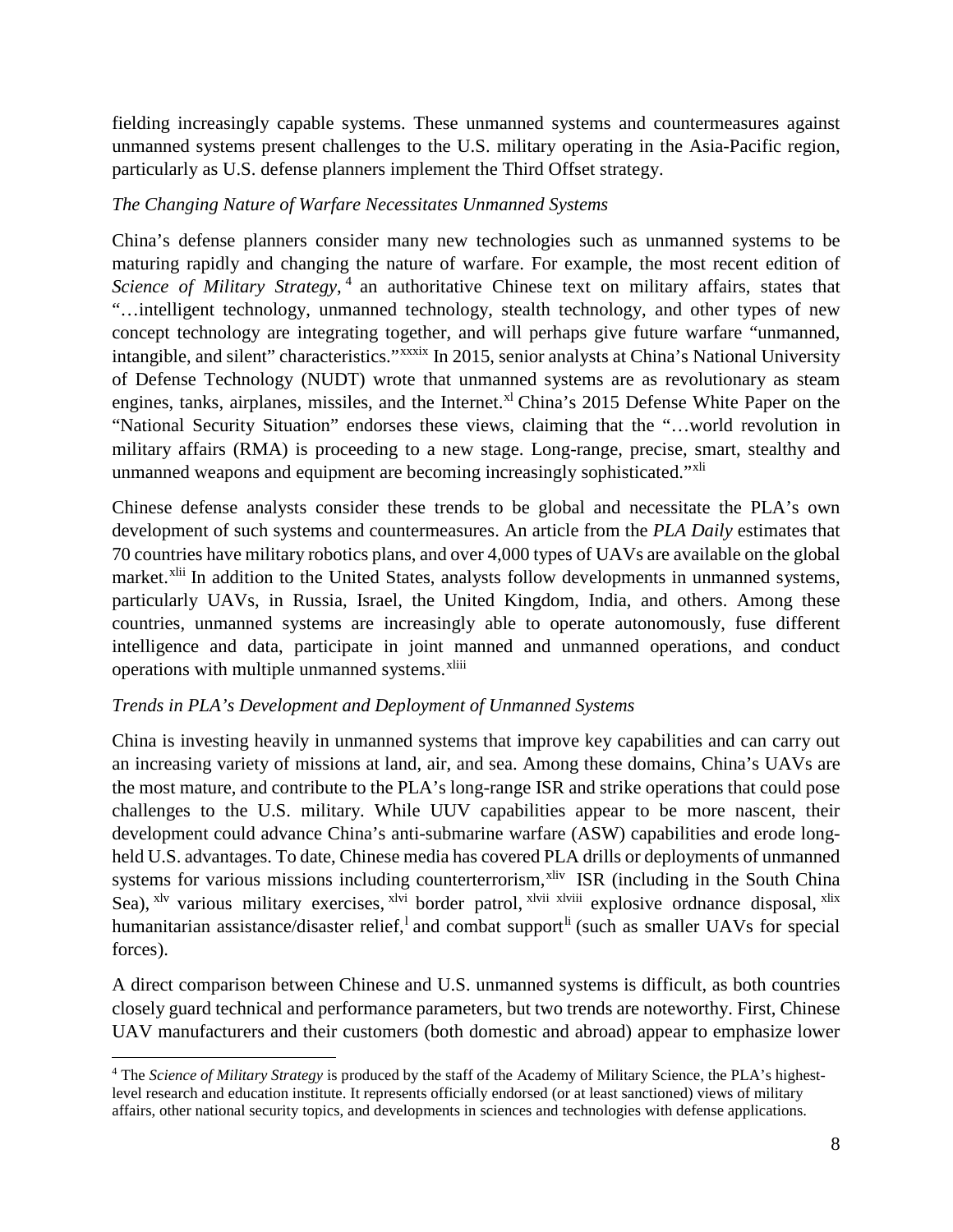fielding increasingly capable systems. These unmanned systems and countermeasures against unmanned systems present challenges to the U.S. military operating in the Asia-Pacific region, particularly as U.S. defense planners implement the Third Offset strategy.

*The Changing Nature of Warfare Necessitates Unmanned Systems*

China's defense planners consider many new technologies such as unmanned systems to be maturing rapidly and changing the nature of warfare. For example, the most recent edition of *Science of Military Strategy*,[4] an authoritative Chinese text on military affairs, states that "…intelligent technology, unmanned technology, stealth technology, and other types of new concept technology are integrating together, and will perhaps give future warfare "unmanned, intangible, and silent" characteristics."[xxxix] In 2015, senior analysts at China's National University of Defense Technology (NUDT) wrote that unmanned systems are as revolutionary as steam engines, tanks, airplanes, missiles, and the Internet.[xl] China's 2015 Defense White Paper on the "National Security Situation" endorses these views, claiming that the "…world revolution in military affairs (RMA) is proceeding to a new stage. Long-range, precise, smart, stealthy and unmanned weapons and equipment are becoming increasingly sophisticated."[xli]

Chinese defense analysts consider these trends to be global and necessitate the PLA's own development of such systems and countermeasures. An article from the *PLA Daily* estimates that 70 countries have military robotics plans, and over 4,000 types of UAVs are available on the global market.[xlii] In addition to the United States, analysts follow developments in unmanned systems, particularly UAVs, in Russia, Israel, the United Kingdom, India, and others. Among these countries, unmanned systems are increasingly able to operate autonomously, fuse different intelligence and data, participate in joint manned and unmanned operations, and conduct operations with multiple unmanned systems.[xliii]

*Trends in PLA's Development and Deployment of Unmanned Systems*

China is investing heavily in unmanned systems that improve key capabilities and can carry out an increasing variety of missions at land, air, and sea. Among these domains, China's UAVs are the most mature, and contribute to the PLA's long-range ISR and strike operations that could pose challenges to the U.S. military. While UUV capabilities appear to be more nascent, their development could advance China's anti-submarine warfare (ASW) capabilities and erode long-held U.S. advantages. To date, Chinese media has covered PLA drills or deployments of unmanned systems for various missions including counterterrorism,[xliv] ISR (including in the South China Sea),[xlv] various military exercises,[xlvi] border patrol,[xlvii] [xlviii] explosive ordnance disposal,[xlix] humanitarian assistance/disaster relief,[l] and combat support[li] (such as smaller UAVs for special forces).

A direct comparison between Chinese and U.S. unmanned systems is difficult, as both countries closely guard technical and performance parameters, but two trends are noteworthy. First, Chinese UAV manufacturers and their customers (both domestic and abroad) appear to emphasize lower

---

[4] The *Science of Military Strategy* is produced by the staff of the Academy of Military Science, the PLA's highest-level research and education institute. It represents officially endorsed (or at least sanctioned) views of military affairs, other national security topics, and developments in sciences and technologies with defense applications.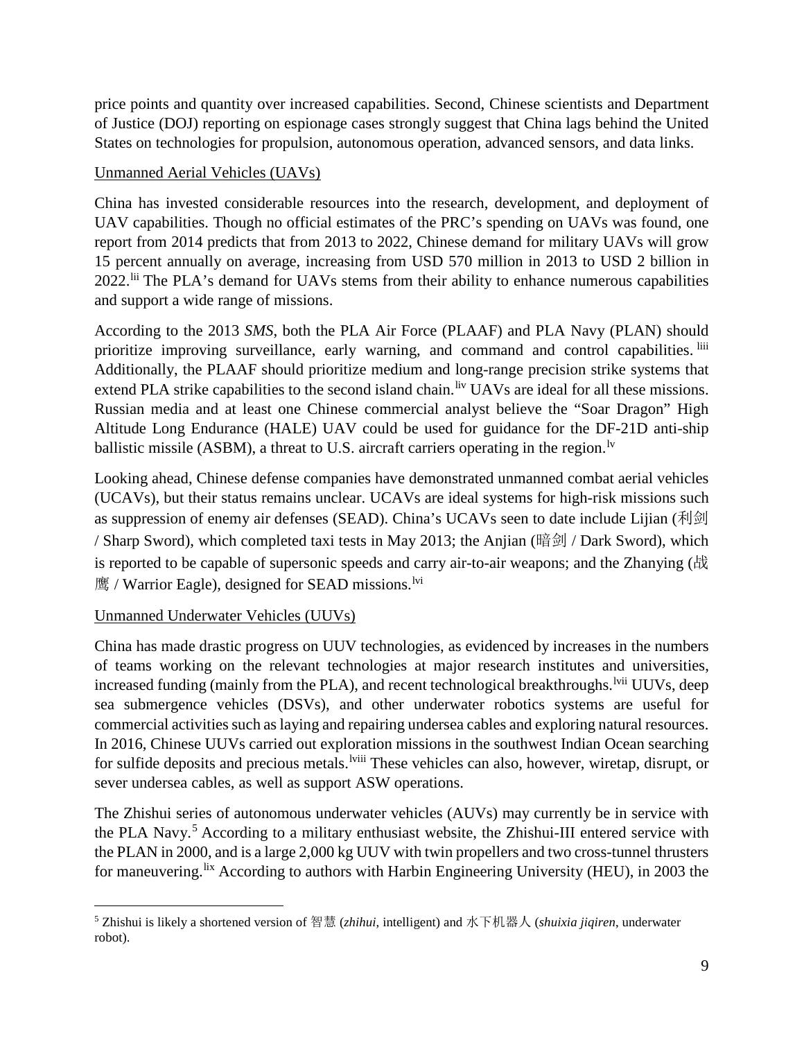price points and quantity over increased capabilities. Second, Chinese scientists and Department of Justice (DOJ) reporting on espionage cases strongly suggest that China lags behind the United States on technologies for propulsion, autonomous operation, advanced sensors, and data links.

## Unmanned Aerial Vehicles (UAVs)

China has invested considerable resources into the research, development, and deployment of UAV capabilities. Though no official estimates of the PRC's spending on UAVs was found, one report from 2014 predicts that from 2013 to 2022, Chinese demand for military UAVs will grow 15 percent annually on average, increasing from USD 570 million in 2013 to USD 2 billion in 2022.[lii] The PLA's demand for UAVs stems from their ability to enhance numerous capabilities and support a wide range of missions.

According to the 2013 *SMS*, both the PLA Air Force (PLAAF) and PLA Navy (PLAN) should prioritize improving surveillance, early warning, and command and control capabilities.[liii] Additionally, the PLAAF should prioritize medium and long-range precision strike systems that extend PLA strike capabilities to the second island chain.[liv] UAVs are ideal for all these missions. Russian media and at least one Chinese commercial analyst believe the "Soar Dragon" High Altitude Long Endurance (HALE) UAV could be used for guidance for the DF-21D anti-ship ballistic missile (ASBM), a threat to U.S. aircraft carriers operating in the region.[lv]

Looking ahead, Chinese defense companies have demonstrated unmanned combat aerial vehicles (UCAVs), but their status remains unclear. UCAVs are ideal systems for high-risk missions such as suppression of enemy air defenses (SEAD). China's UCAVs seen to date include Lijian (利剑 / Sharp Sword), which completed taxi tests in May 2013; the Anjian (暗剑 / Dark Sword), which is reported to be capable of supersonic speeds and carry air-to-air weapons; and the Zhanying (战鹰 / Warrior Eagle), designed for SEAD missions.[lvi]

## Unmanned Underwater Vehicles (UUVs)

China has made drastic progress on UUV technologies, as evidenced by increases in the numbers of teams working on the relevant technologies at major research institutes and universities, increased funding (mainly from the PLA), and recent technological breakthroughs.[lvii] UUVs, deep sea submergence vehicles (DSVs), and other underwater robotics systems are useful for commercial activities such as laying and repairing undersea cables and exploring natural resources. In 2016, Chinese UUVs carried out exploration missions in the southwest Indian Ocean searching for sulfide deposits and precious metals.[lviii] These vehicles can also, however, wiretap, disrupt, or sever undersea cables, as well as support ASW operations.

The Zhishui series of autonomous underwater vehicles (AUVs) may currently be in service with the PLA Navy.[5] According to a military enthusiast website, the Zhishui-III entered service with the PLAN in 2000, and is a large 2,000 kg UUV with twin propellers and two cross-tunnel thrusters for maneuvering.[lix] According to authors with Harbin Engineering University (HEU), in 2003 the

---

[5] Zhishui is likely a shortened version of 智慧 (*zhihui*, intelligent) and 水下机器人 (*shuixia jiqiren*, underwater robot).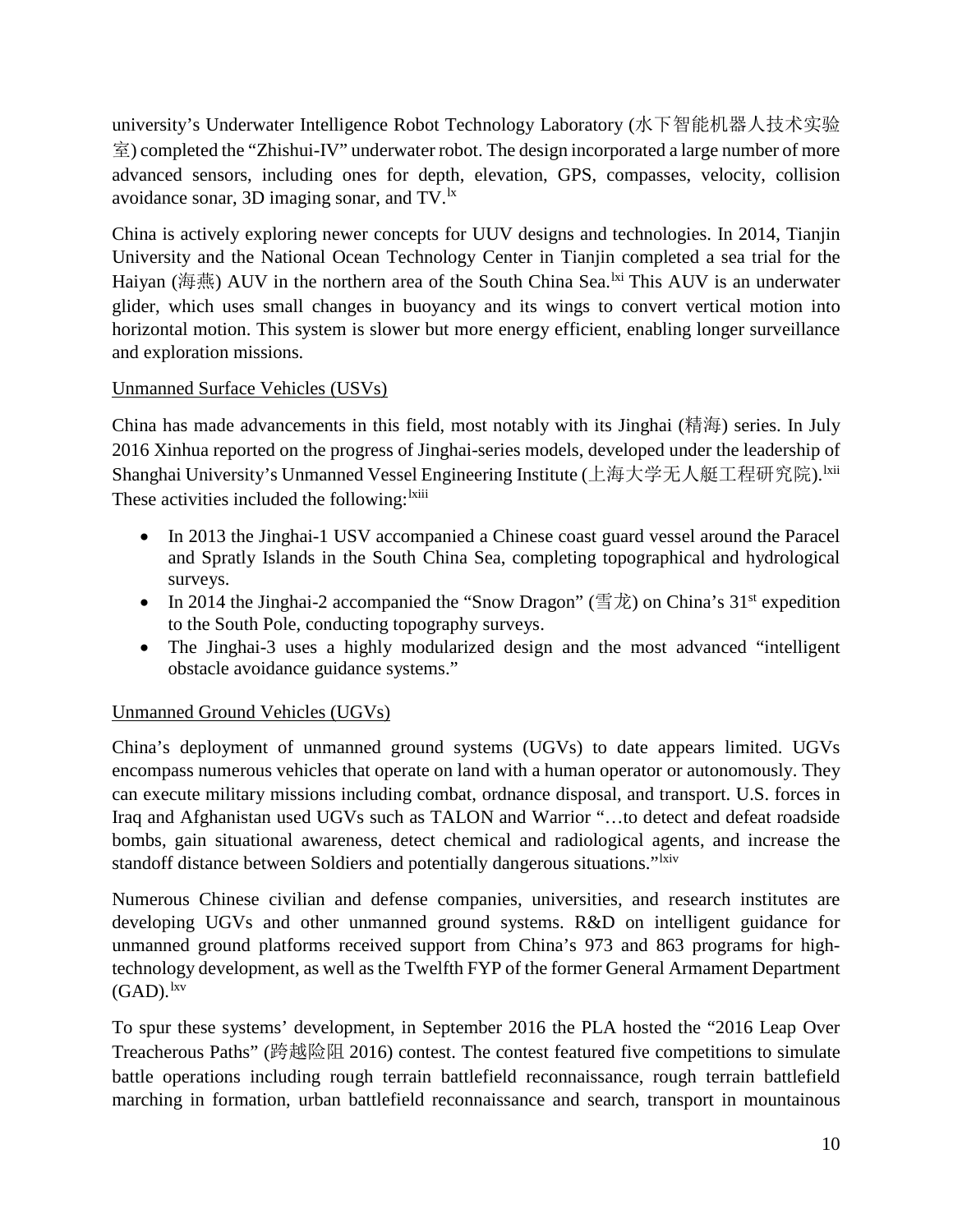university's Underwater Intelligence Robot Technology Laboratory (水下智能机器人技术实验室) completed the "Zhishui-IV" underwater robot. The design incorporated a large number of more advanced sensors, including ones for depth, elevation, GPS, compasses, velocity, collision avoidance sonar, 3D imaging sonar, and TV.[lx]

China is actively exploring newer concepts for UUV designs and technologies. In 2014, Tianjin University and the National Ocean Technology Center in Tianjin completed a sea trial for the Haiyan (海燕) AUV in the northern area of the South China Sea.[lxi] This AUV is an underwater glider, which uses small changes in buoyancy and its wings to convert vertical motion into horizontal motion. This system is slower but more energy efficient, enabling longer surveillance and exploration missions.

Unmanned Surface Vehicles (USVs)

China has made advancements in this field, most notably with its Jinghai (精海) series. In July 2016 Xinhua reported on the progress of Jinghai-series models, developed under the leadership of Shanghai University's Unmanned Vessel Engineering Institute (上海大学无人艇工程研究院).[lxii] These activities included the following:[lxiii]

- In 2013 the Jinghai-1 USV accompanied a Chinese coast guard vessel around the Paracel and Spratly Islands in the South China Sea, completing topographical and hydrological surveys.
- In 2014 the Jinghai-2 accompanied the "Snow Dragon" (雪龙) on China's 31st expedition to the South Pole, conducting topography surveys.
- The Jinghai-3 uses a highly modularized design and the most advanced "intelligent obstacle avoidance guidance systems."

Unmanned Ground Vehicles (UGVs)

China's deployment of unmanned ground systems (UGVs) to date appears limited. UGVs encompass numerous vehicles that operate on land with a human operator or autonomously. They can execute military missions including combat, ordnance disposal, and transport. U.S. forces in Iraq and Afghanistan used UGVs such as TALON and Warrior "…to detect and defeat roadside bombs, gain situational awareness, detect chemical and radiological agents, and increase the standoff distance between Soldiers and potentially dangerous situations."[lxiv]

Numerous Chinese civilian and defense companies, universities, and research institutes are developing UGVs and other unmanned ground systems. R&D on intelligent guidance for unmanned ground platforms received support from China's 973 and 863 programs for high-technology development, as well as the Twelfth FYP of the former General Armament Department (GAD).[lxv]

To spur these systems' development, in September 2016 the PLA hosted the "2016 Leap Over Treacherous Paths" (跨越险阻 2016) contest. The contest featured five competitions to simulate battle operations including rough terrain battlefield reconnaissance, rough terrain battlefield marching in formation, urban battlefield reconnaissance and search, transport in mountainous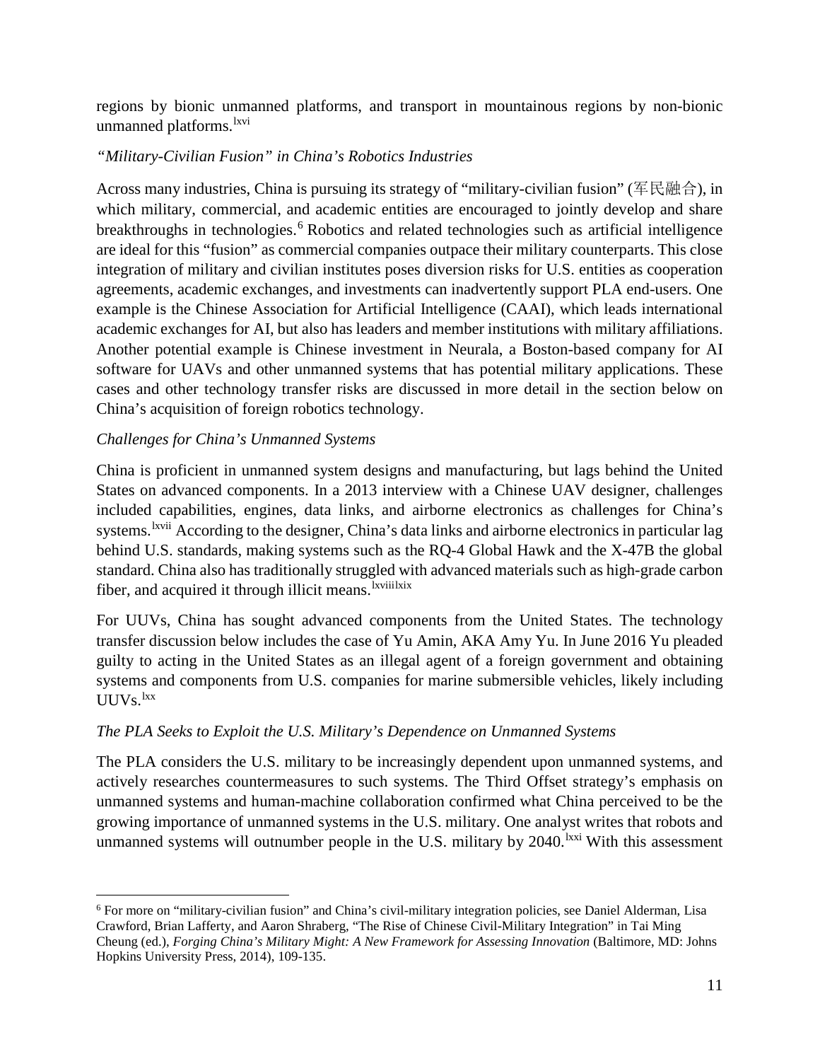regions by bionic unmanned platforms, and transport in mountainous regions by non-bionic unmanned platforms.[lxvi]

*"Military-Civilian Fusion" in China's Robotics Industries*

Across many industries, China is pursuing its strategy of "military-civilian fusion" (军民融合), in which military, commercial, and academic entities are encouraged to jointly develop and share breakthroughs in technologies.[6] Robotics and related technologies such as artificial intelligence are ideal for this "fusion" as commercial companies outpace their military counterparts. This close integration of military and civilian institutes poses diversion risks for U.S. entities as cooperation agreements, academic exchanges, and investments can inadvertently support PLA end-users. One example is the Chinese Association for Artificial Intelligence (CAAI), which leads international academic exchanges for AI, but also has leaders and member institutions with military affiliations. Another potential example is Chinese investment in Neurala, a Boston-based company for AI software for UAVs and other unmanned systems that has potential military applications. These cases and other technology transfer risks are discussed in more detail in the section below on China's acquisition of foreign robotics technology.

*Challenges for China's Unmanned Systems*

China is proficient in unmanned system designs and manufacturing, but lags behind the United States on advanced components. In a 2013 interview with a Chinese UAV designer, challenges included capabilities, engines, data links, and airborne electronics as challenges for China's systems.[lxvii] According to the designer, China's data links and airborne electronics in particular lag behind U.S. standards, making systems such as the RQ-4 Global Hawk and the X-47B the global standard. China also has traditionally struggled with advanced materials such as high-grade carbon fiber, and acquired it through illicit means.[lxviii][lxix]

For UUVs, China has sought advanced components from the United States. The technology transfer discussion below includes the case of Yu Amin, AKA Amy Yu. In June 2016 Yu pleaded guilty to acting in the United States as an illegal agent of a foreign government and obtaining systems and components from U.S. companies for marine submersible vehicles, likely including UUVs.[lxx]

*The PLA Seeks to Exploit the U.S. Military's Dependence on Unmanned Systems*

The PLA considers the U.S. military to be increasingly dependent upon unmanned systems, and actively researches countermeasures to such systems. The Third Offset strategy's emphasis on unmanned systems and human-machine collaboration confirmed what China perceived to be the growing importance of unmanned systems in the U.S. military. One analyst writes that robots and unmanned systems will outnumber people in the U.S. military by 2040.[lxxi] With this assessment

---

[6] For more on "military-civilian fusion" and China's civil-military integration policies, see Daniel Alderman, Lisa Crawford, Brian Lafferty, and Aaron Shraberg, "The Rise of Chinese Civil-Military Integration" in Tai Ming Cheung (ed.), *Forging China's Military Might: A New Framework for Assessing Innovation* (Baltimore, MD: Johns Hopkins University Press, 2014), 109-135.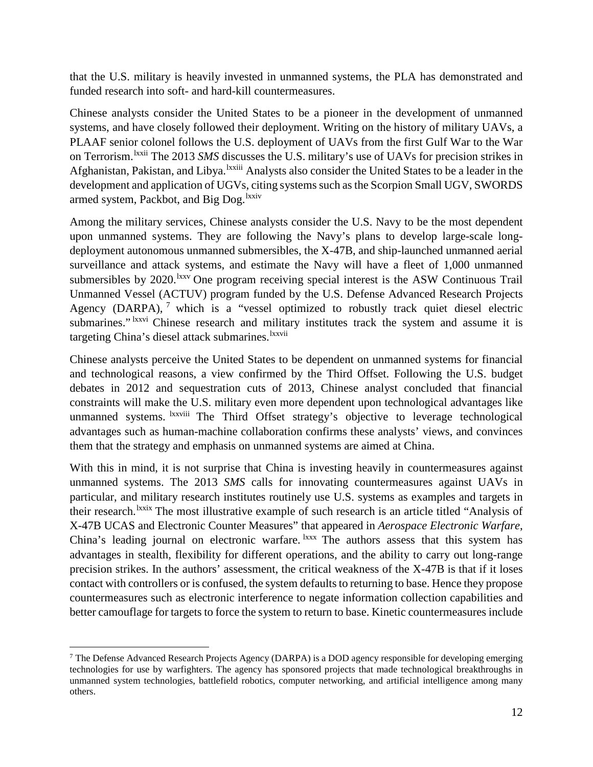that the U.S. military is heavily invested in unmanned systems, the PLA has demonstrated and funded research into soft- and hard-kill countermeasures.

Chinese analysts consider the United States to be a pioneer in the development of unmanned systems, and have closely followed their deployment. Writing on the history of military UAVs, a PLAAF senior colonel follows the U.S. deployment of UAVs from the first Gulf War to the War on Terrorism.[lxxii] The 2013 *SMS* discusses the U.S. military's use of UAVs for precision strikes in Afghanistan, Pakistan, and Libya.[lxxiii] Analysts also consider the United States to be a leader in the development and application of UGVs, citing systems such as the Scorpion Small UGV, SWORDS armed system, Packbot, and Big Dog.[lxxiv]

Among the military services, Chinese analysts consider the U.S. Navy to be the most dependent upon unmanned systems. They are following the Navy's plans to develop large-scale long-deployment autonomous unmanned submersibles, the X-47B, and ship-launched unmanned aerial surveillance and attack systems, and estimate the Navy will have a fleet of 1,000 unmanned submersibles by 2020.[lxxv] One program receiving special interest is the ASW Continuous Trail Unmanned Vessel (ACTUV) program funded by the U.S. Defense Advanced Research Projects Agency (DARPA),[7] which is a "vessel optimized to robustly track quiet diesel electric submarines."[lxxvi] Chinese research and military institutes track the system and assume it is targeting China's diesel attack submarines.[lxxvii]

Chinese analysts perceive the United States to be dependent on unmanned systems for financial and technological reasons, a view confirmed by the Third Offset. Following the U.S. budget debates in 2012 and sequestration cuts of 2013, Chinese analyst concluded that financial constraints will make the U.S. military even more dependent upon technological advantages like unmanned systems.[lxxviii] The Third Offset strategy's objective to leverage technological advantages such as human-machine collaboration confirms these analysts' views, and convinces them that the strategy and emphasis on unmanned systems are aimed at China.

With this in mind, it is not surprise that China is investing heavily in countermeasures against unmanned systems. The 2013 *SMS* calls for innovating countermeasures against UAVs in particular, and military research institutes routinely use U.S. systems as examples and targets in their research.[lxxix] The most illustrative example of such research is an article titled "Analysis of X-47B UCAS and Electronic Counter Measures" that appeared in *Aerospace Electronic Warfare*, China's leading journal on electronic warfare.[lxxx] The authors assess that this system has advantages in stealth, flexibility for different operations, and the ability to carry out long-range precision strikes. In the authors' assessment, the critical weakness of the X-47B is that if it loses contact with controllers or is confused, the system defaults to returning to base. Hence they propose countermeasures such as electronic interference to negate information collection capabilities and better camouflage for targets to force the system to return to base. Kinetic countermeasures include

---

[7] The Defense Advanced Research Projects Agency (DARPA) is a DOD agency responsible for developing emerging technologies for use by warfighters. The agency has sponsored projects that made technological breakthroughs in unmanned system technologies, battlefield robotics, computer networking, and artificial intelligence among many others.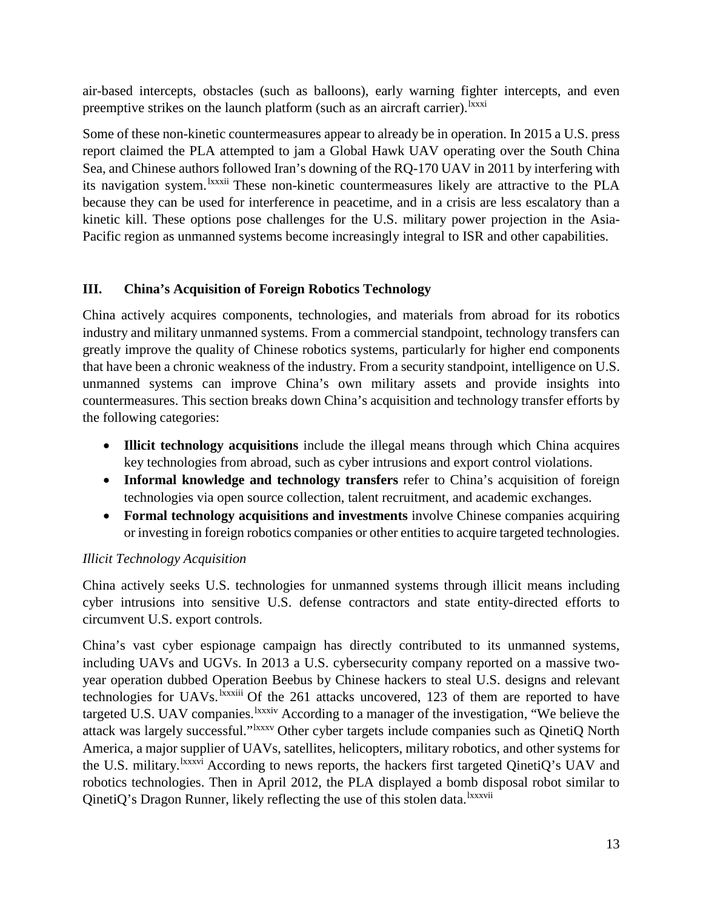air-based intercepts, obstacles (such as balloons), early warning fighter intercepts, and even preemptive strikes on the launch platform (such as an aircraft carrier).[lxxxi]

Some of these non-kinetic countermeasures appear to already be in operation. In 2015 a U.S. press report claimed the PLA attempted to jam a Global Hawk UAV operating over the South China Sea, and Chinese authors followed Iran's downing of the RQ-170 UAV in 2011 by interfering with its navigation system.[lxxxii] These non-kinetic countermeasures likely are attractive to the PLA because they can be used for interference in peacetime, and in a crisis are less escalatory than a kinetic kill. These options pose challenges for the U.S. military power projection in the Asia-Pacific region as unmanned systems become increasingly integral to ISR and other capabilities.

## III. China's Acquisition of Foreign Robotics Technology

China actively acquires components, technologies, and materials from abroad for its robotics industry and military unmanned systems. From a commercial standpoint, technology transfers can greatly improve the quality of Chinese robotics systems, particularly for higher end components that have been a chronic weakness of the industry. From a security standpoint, intelligence on U.S. unmanned systems can improve China's own military assets and provide insights into countermeasures. This section breaks down China's acquisition and technology transfer efforts by the following categories:

- **Illicit technology acquisitions** include the illegal means through which China acquires key technologies from abroad, such as cyber intrusions and export control violations.
- **Informal knowledge and technology transfers** refer to China's acquisition of foreign technologies via open source collection, talent recruitment, and academic exchanges.
- **Formal technology acquisitions and investments** involve Chinese companies acquiring or investing in foreign robotics companies or other entities to acquire targeted technologies.

*Illicit Technology Acquisition*

China actively seeks U.S. technologies for unmanned systems through illicit means including cyber intrusions into sensitive U.S. defense contractors and state entity-directed efforts to circumvent U.S. export controls.

China's vast cyber espionage campaign has directly contributed to its unmanned systems, including UAVs and UGVs. In 2013 a U.S. cybersecurity company reported on a massive two-year operation dubbed Operation Beebus by Chinese hackers to steal U.S. designs and relevant technologies for UAVs.[lxxxiii] Of the 261 attacks uncovered, 123 of them are reported to have targeted U.S. UAV companies.[lxxxiv] According to a manager of the investigation, "We believe the attack was largely successful."[lxxxv] Other cyber targets include companies such as QinetiQ North America, a major supplier of UAVs, satellites, helicopters, military robotics, and other systems for the U.S. military.[lxxxvi] According to news reports, the hackers first targeted QinetiQ's UAV and robotics technologies. Then in April 2012, the PLA displayed a bomb disposal robot similar to QinetiQ's Dragon Runner, likely reflecting the use of this stolen data.[lxxxvii]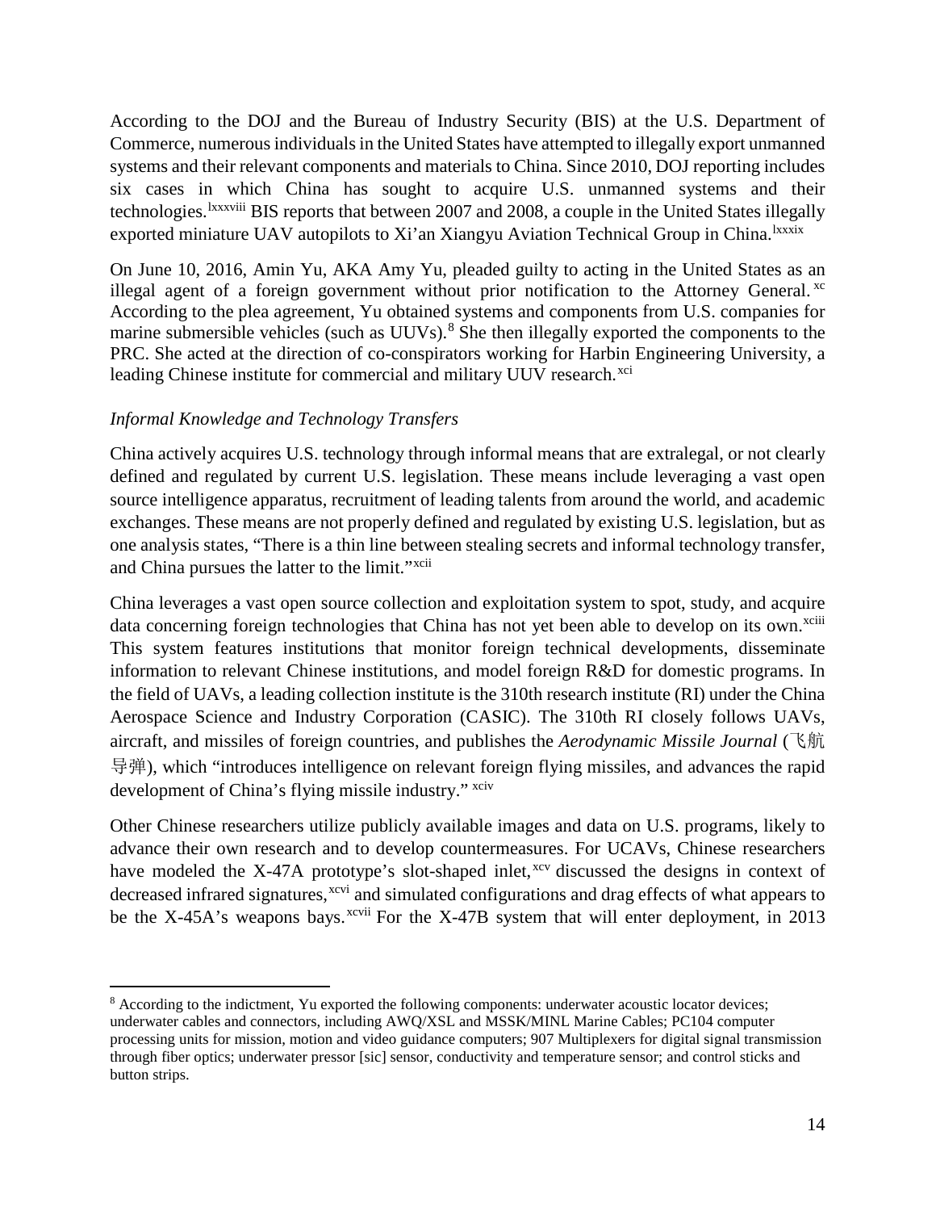According to the DOJ and the Bureau of Industry Security (BIS) at the U.S. Department of Commerce, numerous individuals in the United States have attempted to illegally export unmanned systems and their relevant components and materials to China. Since 2010, DOJ reporting includes six cases in which China has sought to acquire U.S. unmanned systems and their technologies.[lxxxviii] BIS reports that between 2007 and 2008, a couple in the United States illegally exported miniature UAV autopilots to Xi'an Xiangyu Aviation Technical Group in China.[lxxxix]

On June 10, 2016, Amin Yu, AKA Amy Yu, pleaded guilty to acting in the United States as an illegal agent of a foreign government without prior notification to the Attorney General.[xc] According to the plea agreement, Yu obtained systems and components from U.S. companies for marine submersible vehicles (such as UUVs).[8] She then illegally exported the components to the PRC. She acted at the direction of co-conspirators working for Harbin Engineering University, a leading Chinese institute for commercial and military UUV research.[xci]

*Informal Knowledge and Technology Transfers*

China actively acquires U.S. technology through informal means that are extralegal, or not clearly defined and regulated by current U.S. legislation. These means include leveraging a vast open source intelligence apparatus, recruitment of leading talents from around the world, and academic exchanges. These means are not properly defined and regulated by existing U.S. legislation, but as one analysis states, "There is a thin line between stealing secrets and informal technology transfer, and China pursues the latter to the limit."[xcii]

China leverages a vast open source collection and exploitation system to spot, study, and acquire data concerning foreign technologies that China has not yet been able to develop on its own.[xciii] This system features institutions that monitor foreign technical developments, disseminate information to relevant Chinese institutions, and model foreign R&D for domestic programs. In the field of UAVs, a leading collection institute is the 310th research institute (RI) under the China Aerospace Science and Industry Corporation (CASIC). The 310th RI closely follows UAVs, aircraft, and missiles of foreign countries, and publishes the *Aerodynamic Missile Journal* (飞航导弹), which "introduces intelligence on relevant foreign flying missiles, and advances the rapid development of China's flying missile industry."[xciv]

Other Chinese researchers utilize publicly available images and data on U.S. programs, likely to advance their own research and to develop countermeasures. For UCAVs, Chinese researchers have modeled the X-47A prototype's slot-shaped inlet,[xcv] discussed the designs in context of decreased infrared signatures,[xcvi] and simulated configurations and drag effects of what appears to be the X-45A's weapons bays.[xcvii] For the X-47B system that will enter deployment, in 2013

---

[8] According to the indictment, Yu exported the following components: underwater acoustic locator devices; underwater cables and connectors, including AWQ/XSL and MSSK/MINL Marine Cables; PC104 computer processing units for mission, motion and video guidance computers; 907 Multiplexers for digital signal transmission through fiber optics; underwater pressor [sic] sensor, conductivity and temperature sensor; and control sticks and button strips.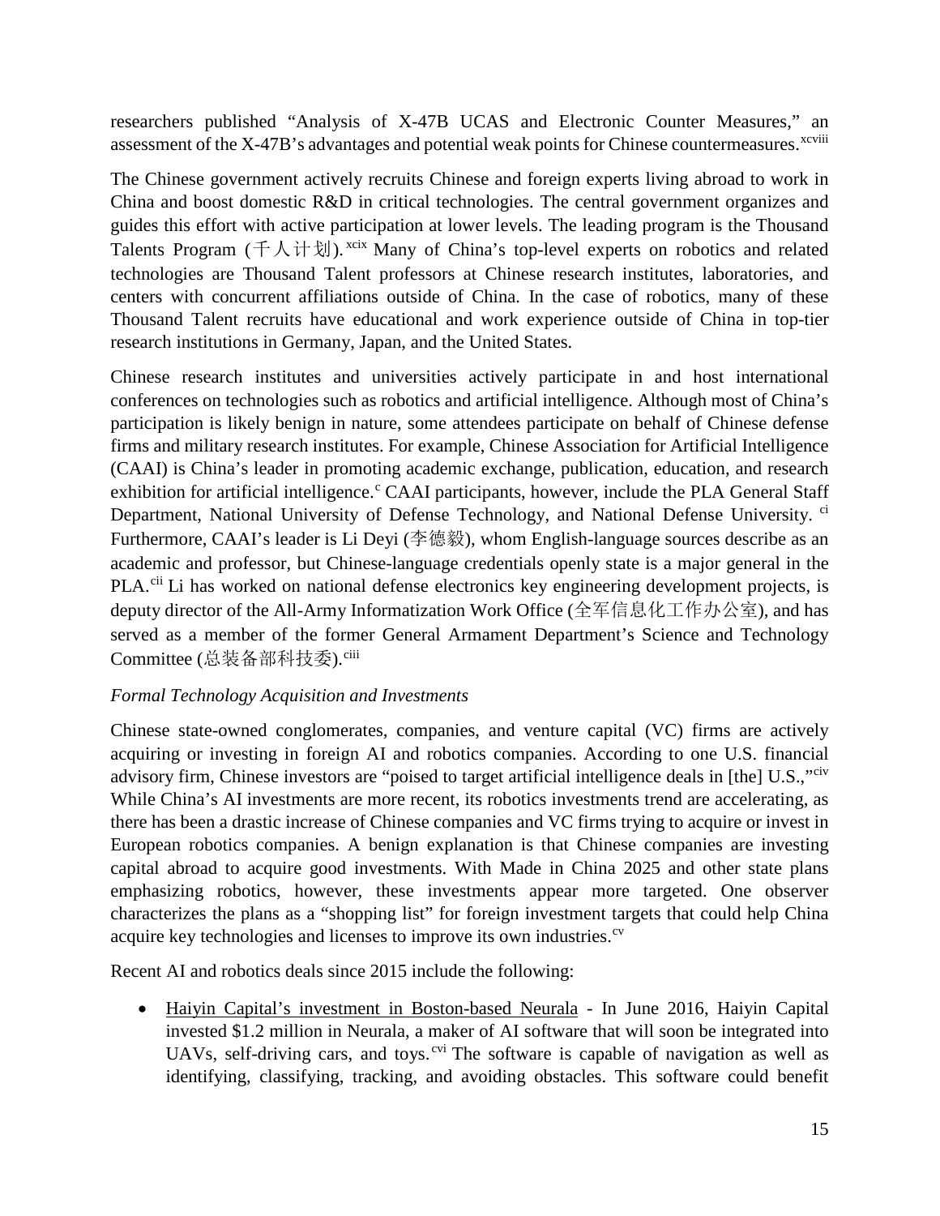researchers published "Analysis of X-47B UCAS and Electronic Counter Measures," an assessment of the X-47B's advantages and potential weak points for Chinese countermeasures.[xcviii]

The Chinese government actively recruits Chinese and foreign experts living abroad to work in China and boost domestic R&D in critical technologies. The central government organizes and guides this effort with active participation at lower levels. The leading program is the Thousand Talents Program (千人计划).[xcix] Many of China's top-level experts on robotics and related technologies are Thousand Talent professors at Chinese research institutes, laboratories, and centers with concurrent affiliations outside of China. In the case of robotics, many of these Thousand Talent recruits have educational and work experience outside of China in top-tier research institutions in Germany, Japan, and the United States.

Chinese research institutes and universities actively participate in and host international conferences on technologies such as robotics and artificial intelligence. Although most of China's participation is likely benign in nature, some attendees participate on behalf of Chinese defense firms and military research institutes. For example, Chinese Association for Artificial Intelligence (CAAI) is China's leader in promoting academic exchange, publication, education, and research exhibition for artificial intelligence.[c] CAAI participants, however, include the PLA General Staff Department, National University of Defense Technology, and National Defense University.[ci] Furthermore, CAAI's leader is Li Deyi (李德毅), whom English-language sources describe as an academic and professor, but Chinese-language credentials openly state is a major general in the PLA.[cii] Li has worked on national defense electronics key engineering development projects, is deputy director of the All-Army Informatization Work Office (全军信息化工作办公室), and has served as a member of the former General Armament Department's Science and Technology Committee (总装备部科技委).[ciii]

*Formal Technology Acquisition and Investments*

Chinese state-owned conglomerates, companies, and venture capital (VC) firms are actively acquiring or investing in foreign AI and robotics companies. According to one U.S. financial advisory firm, Chinese investors are "poised to target artificial intelligence deals in [the] U.S.,"[civ] While China's AI investments are more recent, its robotics investments trend are accelerating, as there has been a drastic increase of Chinese companies and VC firms trying to acquire or invest in European robotics companies. A benign explanation is that Chinese companies are investing capital abroad to acquire good investments. With Made in China 2025 and other state plans emphasizing robotics, however, these investments appear more targeted. One observer characterizes the plans as a "shopping list" for foreign investment targets that could help China acquire key technologies and licenses to improve its own industries.[cv]

Recent AI and robotics deals since 2015 include the following:

- Haiyin Capital's investment in Boston-based Neurala - In June 2016, Haiyin Capital invested $1.2 million in Neurala, a maker of AI software that will soon be integrated into UAVs, self-driving cars, and toys.[cvi] The software is capable of navigation as well as identifying, classifying, tracking, and avoiding obstacles. This software could benefit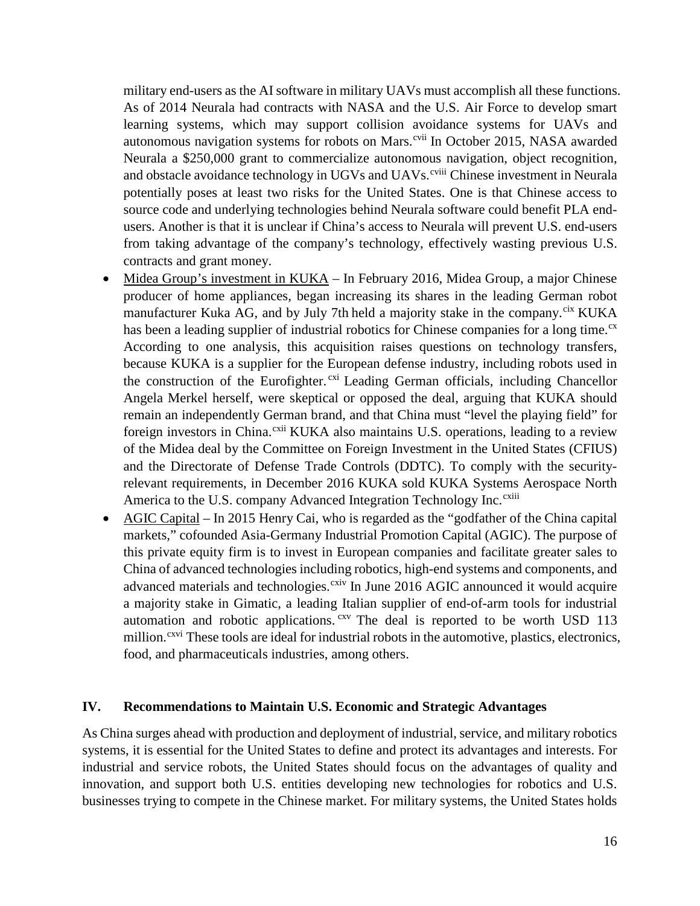military end-users as the AI software in military UAVs must accomplish all these functions. As of 2014 Neurala had contracts with NASA and the U.S. Air Force to develop smart learning systems, which may support collision avoidance systems for UAVs and autonomous navigation systems for robots on Mars.[cvii] In October 2015, NASA awarded Neurala a $250,000 grant to commercialize autonomous navigation, object recognition, and obstacle avoidance technology in UGVs and UAVs.[cviii] Chinese investment in Neurala potentially poses at least two risks for the United States. One is that Chinese access to source code and underlying technologies behind Neurala software could benefit PLA end-users. Another is that it is unclear if China's access to Neurala will prevent U.S. end-users from taking advantage of the company's technology, effectively wasting previous U.S. contracts and grant money.

- <u>Midea Group's investment in KUKA</u> – In February 2016, Midea Group, a major Chinese producer of home appliances, began increasing its shares in the leading German robot manufacturer Kuka AG, and by July 7th held a majority stake in the company.[cix] KUKA has been a leading supplier of industrial robotics for Chinese companies for a long time.[cx] According to one analysis, this acquisition raises questions on technology transfers, because KUKA is a supplier for the European defense industry, including robots used in the construction of the Eurofighter.[cxi] Leading German officials, including Chancellor Angela Merkel herself, were skeptical or opposed the deal, arguing that KUKA should remain an independently German brand, and that China must "level the playing field" for foreign investors in China.[cxii] KUKA also maintains U.S. operations, leading to a review of the Midea deal by the Committee on Foreign Investment in the United States (CFIUS) and the Directorate of Defense Trade Controls (DDTC). To comply with the security-relevant requirements, in December 2016 KUKA sold KUKA Systems Aerospace North America to the U.S. company Advanced Integration Technology Inc.[cxiii]
- <u>AGIC Capital</u> – In 2015 Henry Cai, who is regarded as the "godfather of the China capital markets," cofounded Asia-Germany Industrial Promotion Capital (AGIC). The purpose of this private equity firm is to invest in European companies and facilitate greater sales to China of advanced technologies including robotics, high-end systems and components, and advanced materials and technologies.[cxiv] In June 2016 AGIC announced it would acquire a majority stake in Gimatic, a leading Italian supplier of end-of-arm tools for industrial automation and robotic applications.[cxv] The deal is reported to be worth USD 113 million.[cxvi] These tools are ideal for industrial robots in the automotive, plastics, electronics, food, and pharmaceuticals industries, among others.

## IV. Recommendations to Maintain U.S. Economic and Strategic Advantages

As China surges ahead with production and deployment of industrial, service, and military robotics systems, it is essential for the United States to define and protect its advantages and interests. For industrial and service robots, the United States should focus on the advantages of quality and innovation, and support both U.S. entities developing new technologies for robotics and U.S. businesses trying to compete in the Chinese market. For military systems, the United States holds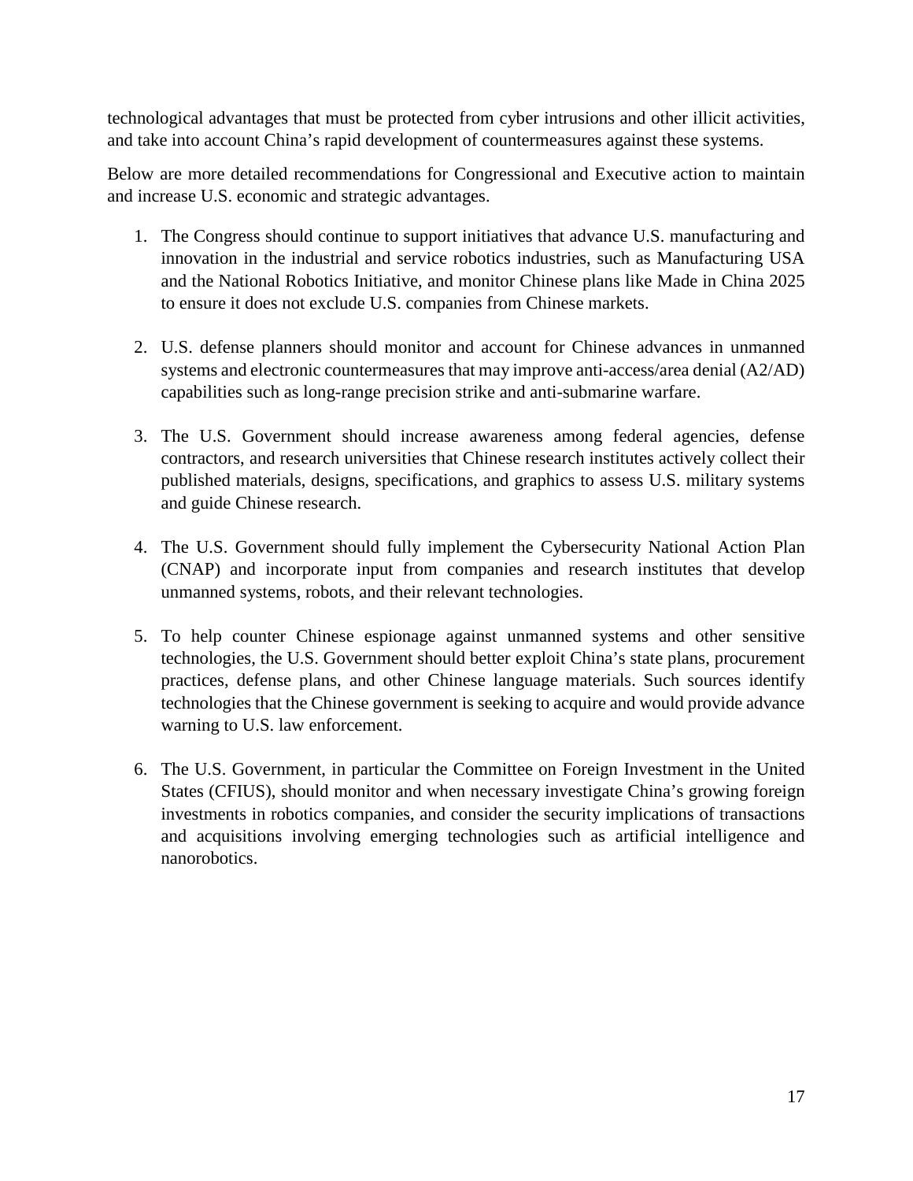technological advantages that must be protected from cyber intrusions and other illicit activities, and take into account China's rapid development of countermeasures against these systems.

Below are more detailed recommendations for Congressional and Executive action to maintain and increase U.S. economic and strategic advantages.

1. The Congress should continue to support initiatives that advance U.S. manufacturing and innovation in the industrial and service robotics industries, such as Manufacturing USA and the National Robotics Initiative, and monitor Chinese plans like Made in China 2025 to ensure it does not exclude U.S. companies from Chinese markets.

2. U.S. defense planners should monitor and account for Chinese advances in unmanned systems and electronic countermeasures that may improve anti-access/area denial (A2/AD) capabilities such as long-range precision strike and anti-submarine warfare.

3. The U.S. Government should increase awareness among federal agencies, defense contractors, and research universities that Chinese research institutes actively collect their published materials, designs, specifications, and graphics to assess U.S. military systems and guide Chinese research.

4. The U.S. Government should fully implement the Cybersecurity National Action Plan (CNAP) and incorporate input from companies and research institutes that develop unmanned systems, robots, and their relevant technologies.

5. To help counter Chinese espionage against unmanned systems and other sensitive technologies, the U.S. Government should better exploit China's state plans, procurement practices, defense plans, and other Chinese language materials. Such sources identify technologies that the Chinese government is seeking to acquire and would provide advance warning to U.S. law enforcement.

6. The U.S. Government, in particular the Committee on Foreign Investment in the United States (CFIUS), should monitor and when necessary investigate China's growing foreign investments in robotics companies, and consider the security implications of transactions and acquisitions involving emerging technologies such as artificial intelligence and nanorobotics.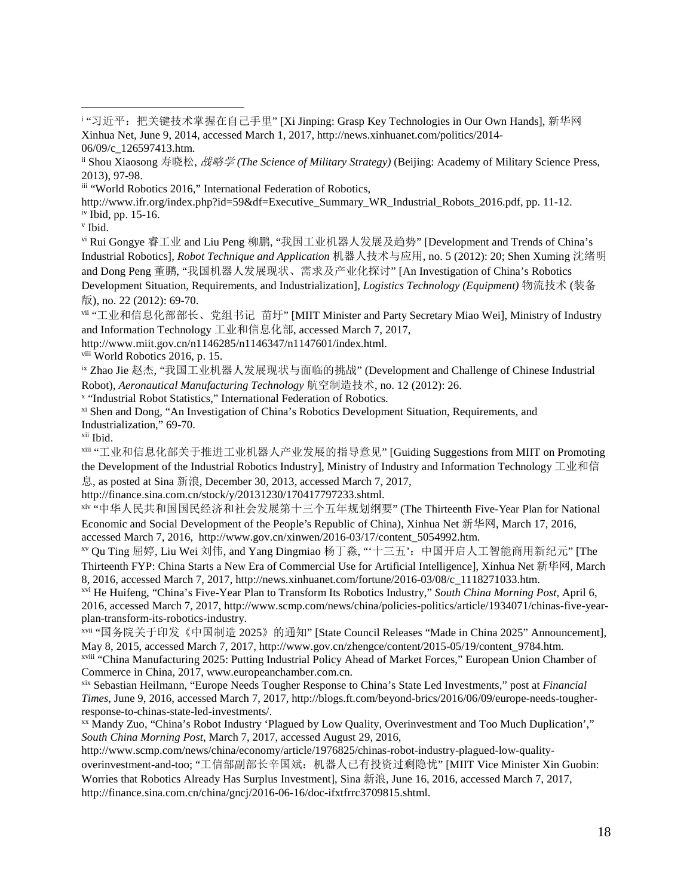---

[i] "习近平：把关键技术掌握在自己手里" [Xi Jinping: Grasp Key Technologies in Our Own Hands], 新华网 Xinhua Net, June 9, 2014, accessed March 1, 2017, http://news.xinhuanet.com/politics/2014-06/09/c_126597413.htm.

[ii] Shou Xiaosong 寿晓松, *战略学 (The Science of Military Strategy)* (Beijing: Academy of Military Science Press, 2013), 97-98.

[iii] "World Robotics 2016," International Federation of Robotics, http://www.ifr.org/index.php?id=59&df=Executive_Summary_WR_Industrial_Robots_2016.pdf, pp. 11-12.

[iv] Ibid, pp. 15-16.

[v] Ibid.

[vi] Rui Gongye 睿工业 and Liu Peng 柳鹏, "我国工业机器人发展及趋势" [Development and Trends of China's Industrial Robotics], *Robot Technique and Application* 机器人技术与应用, no. 5 (2012): 20; Shen Xuming 沈绪明 and Dong Peng 董鹏, "我国机器人发展现状、需求及产业化探讨" [An Investigation of China's Robotics Development Situation, Requirements, and Industrialization], *Logistics Technology (Equipment)* 物流技术 (装备版), no. 22 (2012): 69-70.

[vii] "工业和信息化部部长、党组书记 苗圩" [MIIT Minister and Party Secretary Miao Wei], Ministry of Industry and Information Technology 工业和信息化部, accessed March 7, 2017, http://www.miit.gov.cn/n1146285/n1146347/n1147601/index.html.

[viii] World Robotics 2016, p. 15.

[ix] Zhao Jie 赵杰, "我国工业机器人发展现状与面临的挑战" (Development and Challenge of Chinese Industrial Robot), *Aeronautical Manufacturing Technology* 航空制造技术, no. 12 (2012): 26.

[x] "Industrial Robot Statistics," International Federation of Robotics.

[xi] Shen and Dong, "An Investigation of China's Robotics Development Situation, Requirements, and Industrialization," 69-70.

[xii] Ibid.

[xiii] "工业和信息化部关于推进工业机器人产业发展的指导意见" [Guiding Suggestions from MIIT on Promoting the Development of the Industrial Robotics Industry], Ministry of Industry and Information Technology 工业和信息, as posted at Sina 新浪, December 30, 2013, accessed March 7, 2017, http://finance.sina.com.cn/stock/y/20131230/170417797233.shtml.

[xiv] "中华人民共和国国民经济和社会发展第十三个五年规划纲要" (The Thirteenth Five-Year Plan for National Economic and Social Development of the People's Republic of China), Xinhua Net 新华网, March 17, 2016, accessed March 7, 2016, http://www.gov.cn/xinwen/2016-03/17/content_5054992.htm.

[xv] Qu Ting 屈婷, Liu Wei 刘伟, and Yang Dingmiao 杨丁淼, "'十三五'：中国开启人工智能商用新纪元" [The Thirteenth FYP: China Starts a New Era of Commercial Use for Artificial Intelligence], Xinhua Net 新华网, March 8, 2016, accessed March 7, 2017, http://news.xinhuanet.com/fortune/2016-03/08/c_1118271033.htm.

[xvi] He Huifeng, "China's Five-Year Plan to Transform Its Robotics Industry," *South China Morning Post*, April 6, 2016, accessed March 7, 2017, http://www.scmp.com/news/china/policies-politics/article/1934071/chinas-five-year-plan-transform-its-robotics-industry.

[xvii] "国务院关于印发《中国制造 2025》的通知" [State Council Releases "Made in China 2025" Announcement], May 8, 2015, accessed March 7, 2017, http://www.gov.cn/zhengce/content/2015-05/19/content_9784.htm.

[xviii] "China Manufacturing 2025: Putting Industrial Policy Ahead of Market Forces," European Union Chamber of Commerce in China, 2017, www.europeanchamber.com.cn.

[xix] Sebastian Heilmann, "Europe Needs Tougher Response to China's State Led Investments," post at *Financial Times*, June 9, 2016, accessed March 7, 2017, http://blogs.ft.com/beyond-brics/2016/06/09/europe-needs-tougher-response-to-chinas-state-led-investments/.

[xx] Mandy Zuo, "China's Robot Industry 'Plagued by Low Quality, Overinvestment and Too Much Duplication'," *South China Morning Post*, March 7, 2017, accessed August 29, 2016, http://www.scmp.com/news/china/economy/article/1976825/chinas-robot-industry-plagued-low-quality-overinvestment-and-too; "工信部副部长辛国斌：机器人已有投资过剩隐忧" [MIIT Vice Minister Xin Guobin: Worries that Robotics Already Has Surplus Investment], Sina 新浪, June 16, 2016, accessed March 7, 2017, http://finance.sina.com.cn/china/gncj/2016-06-16/doc-ifxtfrrc3709815.shtml.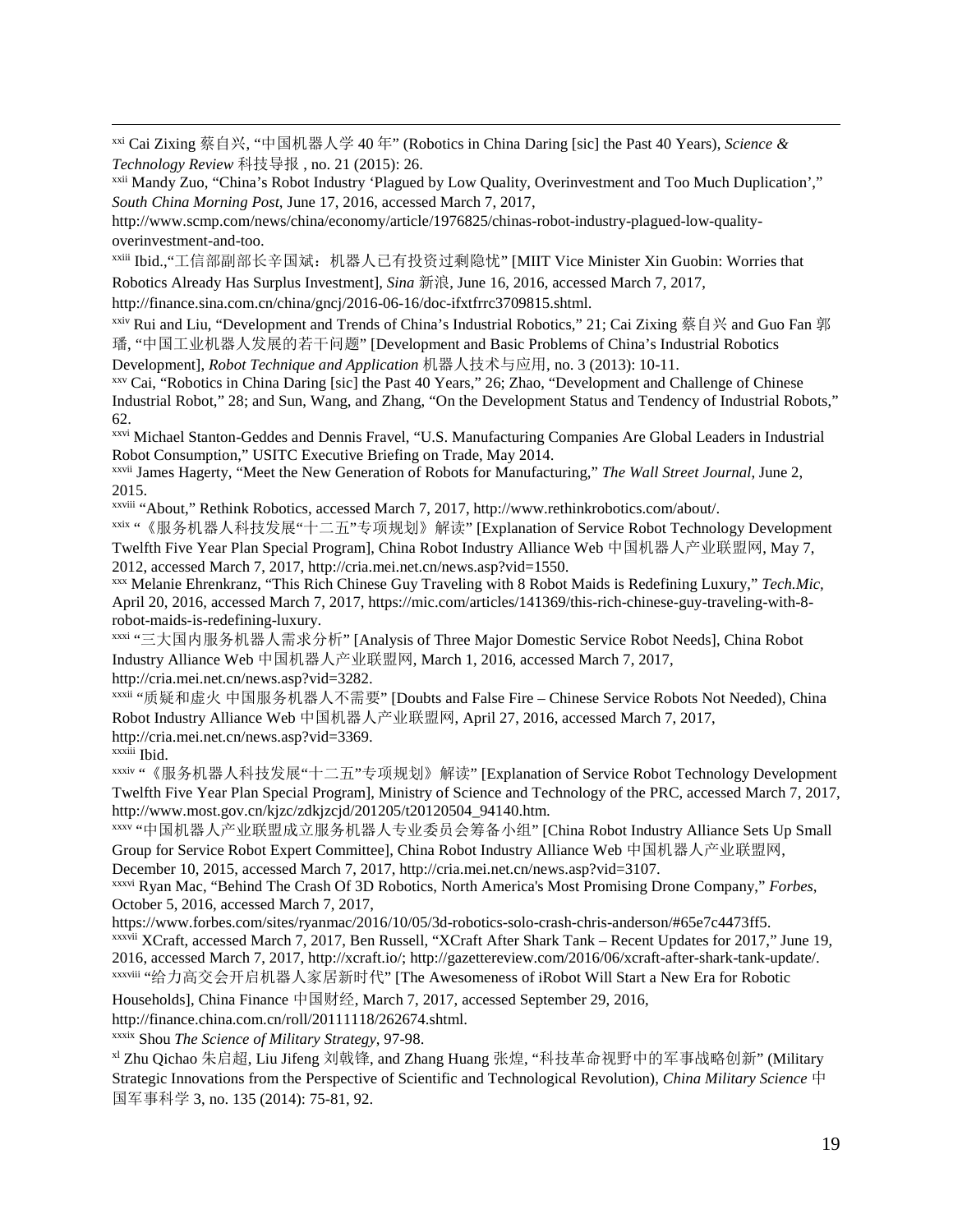[xxi] Cai Zixing 蔡自兴, "中国机器人学 40 年" (Robotics in China Daring [sic] the Past 40 Years), *Science & Technology Review* 科技导报 , no. 21 (2015): 26.

[xxii] Mandy Zuo, "China's Robot Industry 'Plagued by Low Quality, Overinvestment and Too Much Duplication'," *South China Morning Post*, June 17, 2016, accessed March 7, 2017, http://www.scmp.com/news/china/economy/article/1976825/chinas-robot-industry-plagued-low-quality-overinvestment-and-too.

[xxiii] Ibid.,"工信部副部长辛国斌：机器人已有投资过剩隐忧" [MIIT Vice Minister Xin Guobin: Worries that Robotics Already Has Surplus Investment], *Sina* 新浪, June 16, 2016, accessed March 7, 2017, http://finance.sina.com.cn/china/gncj/2016-06-16/doc-ifxtfrrc3709815.shtml.

[xxiv] Rui and Liu, "Development and Trends of China's Industrial Robotics," 21; Cai Zixing 蔡自兴 and Guo Fan 郭璠, "中国工业机器人发展的若干问题" [Development and Basic Problems of China's Industrial Robotics Development], *Robot Technique and Application* 机器人技术与应用, no. 3 (2013): 10-11.

[xxv] Cai, "Robotics in China Daring [sic] the Past 40 Years," 26; Zhao, "Development and Challenge of Chinese Industrial Robot," 28; and Sun, Wang, and Zhang, "On the Development Status and Tendency of Industrial Robots," 62.

[xxvi] Michael Stanton-Geddes and Dennis Fravel, "U.S. Manufacturing Companies Are Global Leaders in Industrial Robot Consumption," USITC Executive Briefing on Trade, May 2014.

[xxvii] James Hagerty, "Meet the New Generation of Robots for Manufacturing," *The Wall Street Journal*, June 2, 2015.

[xxviii] "About," Rethink Robotics, accessed March 7, 2017, http://www.rethinkrobotics.com/about/.

[xxix] "《服务机器人科技发展"十二五"专项规划》解读" [Explanation of Service Robot Technology Development Twelfth Five Year Plan Special Program], China Robot Industry Alliance Web 中国机器人产业联盟网, May 7, 2012, accessed March 7, 2017, http://cria.mei.net.cn/news.asp?vid=1550.

[xxx] Melanie Ehrenkranz, "This Rich Chinese Guy Traveling with 8 Robot Maids is Redefining Luxury," *Tech.Mic*, April 20, 2016, accessed March 7, 2017, https://mic.com/articles/141369/this-rich-chinese-guy-traveling-with-8-robot-maids-is-redefining-luxury.

[xxxi] "三大国内服务机器人需求分析" [Analysis of Three Major Domestic Service Robot Needs], China Robot Industry Alliance Web 中国机器人产业联盟网, March 1, 2016, accessed March 7, 2017, http://cria.mei.net.cn/news.asp?vid=3282.

[xxxii] "质疑和虚火 中国服务机器人不需要" [Doubts and False Fire – Chinese Service Robots Not Needed), China Robot Industry Alliance Web 中国机器人产业联盟网, April 27, 2016, accessed March 7, 2017, http://cria.mei.net.cn/news.asp?vid=3369.

[xxxiii] Ibid.

[xxxiv] "《服务机器人科技发展"十二五"专项规划》解读" [Explanation of Service Robot Technology Development Twelfth Five Year Plan Special Program], Ministry of Science and Technology of the PRC, accessed March 7, 2017, http://www.most.gov.cn/kjzc/zdkjzcjd/201205/t20120504_94140.htm.

[xxxv] "中国机器人产业联盟成立服务机器人专业委员会筹备小组" [China Robot Industry Alliance Sets Up Small Group for Service Robot Expert Committee], China Robot Industry Alliance Web 中国机器人产业联盟网, December 10, 2015, accessed March 7, 2017, http://cria.mei.net.cn/news.asp?vid=3107.

[xxxvi] Ryan Mac, "Behind The Crash Of 3D Robotics, North America's Most Promising Drone Company," *Forbes*, October 5, 2016, accessed March 7, 2017, https://www.forbes.com/sites/ryanmac/2016/10/05/3d-robotics-solo-crash-chris-anderson/#65e7c4473ff5.

[xxxvii] XCraft, accessed March 7, 2017, Ben Russell, "XCraft After Shark Tank – Recent Updates for 2017," June 19, 2016, accessed March 7, 2017, http://xcraft.io/; http://gazettereview.com/2016/06/xcraft-after-shark-tank-update/.

[xxxviii] "给力高交会开启机器人家居新时代" [The Awesomeness of iRobot Will Start a New Era for Robotic Households], China Finance 中国财经, March 7, 2017, accessed September 29, 2016, http://finance.china.com.cn/roll/20111118/262674.shtml.

[xxxix] Shou *The Science of Military Strategy*, 97-98.

[xl] Zhu Qichao 朱启超, Liu Jifeng 刘戟锋, and Zhang Huang 张煌, "科技革命视野中的军事战略创新" (Military Strategic Innovations from the Perspective of Scientific and Technological Revolution), *China Military Science* 中国军事科学 3, no. 135 (2014): 75-81, 92.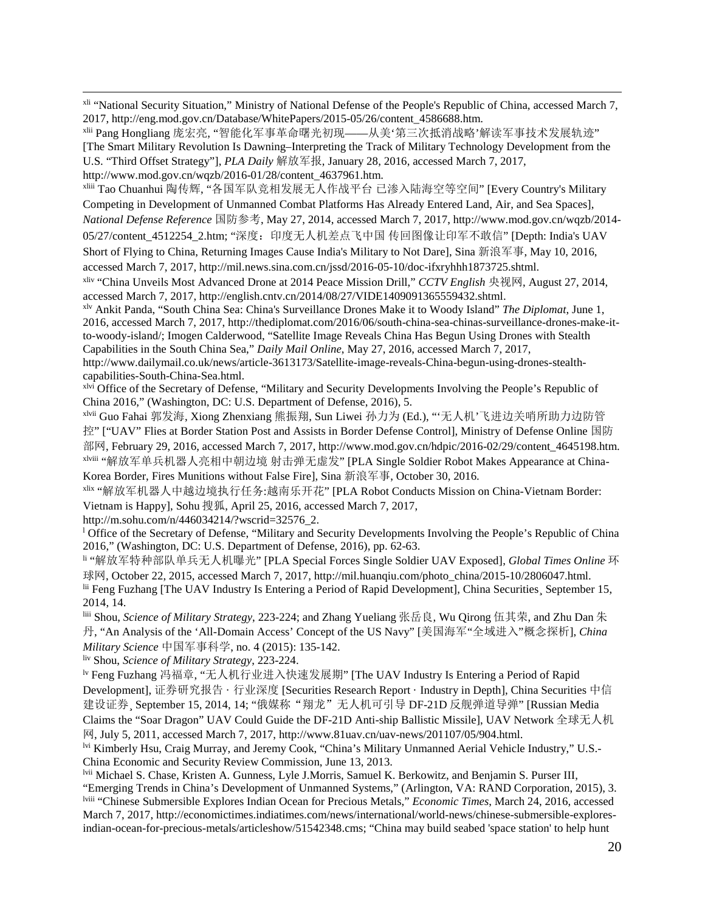[xli] "National Security Situation," Ministry of National Defense of the People's Republic of China, accessed March 7, 2017, http://eng.mod.gov.cn/Database/WhitePapers/2015-05/26/content_4586688.htm.

[xlii] Pang Hongliang 庞宏亮, "智能化军事革命曙光初现——从美'第三次抵消战略'解读军事技术发展轨迹" [The Smart Military Revolution Is Dawning–Interpreting the Track of Military Technology Development from the U.S. "Third Offset Strategy"], *PLA Daily* 解放军报, January 28, 2016, accessed March 7, 2017, http://www.mod.gov.cn/wqzb/2016-01/28/content_4637961.htm.

[xliii] Tao Chuanhui 陶传辉, "各国军队竞相发展无人作战平台 已渗入陆海空等空间" [Every Country's Military Competing in Development of Unmanned Combat Platforms Has Already Entered Land, Air, and Sea Spaces], *National Defense Reference* 国防参考, May 27, 2014, accessed March 7, 2017, http://www.mod.gov.cn/wqzb/2014-05/27/content_4512254_2.htm; "深度：印度无人机差点飞中国 传回图像让印军不敢信" [Depth: India's UAV Short of Flying to China, Returning Images Cause India's Military to Not Dare], Sina 新浪军事, May 10, 2016, accessed March 7, 2017, http://mil.news.sina.com.cn/jssd/2016-05-10/doc-ifxryhhh1873725.shtml.

[xliv] "China Unveils Most Advanced Drone at 2014 Peace Mission Drill," *CCTV English* 央视网, August 27, 2014, accessed March 7, 2017, http://english.cntv.cn/2014/08/27/VIDE1409091365559432.shtml.

[xlv] Ankit Panda, "South China Sea: China's Surveillance Drones Make it to Woody Island" *The Diplomat*, June 1, 2016, accessed March 7, 2017, http://thediplomat.com/2016/06/south-china-sea-chinas-surveillance-drones-make-it-to-woody-island/; Imogen Calderwood, "Satellite Image Reveals China Has Begun Using Drones with Stealth Capabilities in the South China Sea," *Daily Mail Online*, May 27, 2016, accessed March 7, 2017, http://www.dailymail.co.uk/news/article-3613173/Satellite-image-reveals-China-begun-using-drones-stealth-capabilities-South-China-Sea.html.

[xlvi] Office of the Secretary of Defense, "Military and Security Developments Involving the People's Republic of China 2016," (Washington, DC: U.S. Department of Defense, 2016), 5.

[xlvii] Guo Fahai 郭发海, Xiong Zhenxiang 熊振翔, Sun Liwei 孙力为 (Ed.), "'无人机'飞进边关哨所助力边防管控" ["UAV" Flies at Border Station Post and Assists in Border Defense Control], Ministry of Defense Online 国防部网, February 29, 2016, accessed March 7, 2017, http://www.mod.gov.cn/hdpic/2016-02/29/content_4645198.htm.

[xlviii] "解放军单兵机器人亮相中朝边境 射击弹无虚发" [PLA Single Soldier Robot Makes Appearance at China-Korea Border, Fires Munitions without False Fire], Sina 新浪军事, October 30, 2016.

[xlix] "解放军机器人中越边境执行任务:越南乐开花" [PLA Robot Conducts Mission on China-Vietnam Border: Vietnam is Happy], Sohu 搜狐, April 25, 2016, accessed March 7, 2017, http://m.sohu.com/n/446034214/?wscrid=32576_2.

[l] Office of the Secretary of Defense, "Military and Security Developments Involving the People's Republic of China 2016," (Washington, DC: U.S. Department of Defense, 2016), pp. 62-63.

[li] "解放军特种部队单兵无人机曝光" [PLA Special Forces Single Soldier UAV Exposed], *Global Times Online* 环球网, October 22, 2015, accessed March 7, 2017, http://mil.huanqiu.com/photo_china/2015-10/2806047.html.

[lii] Feng Fuzhang [The UAV Industry Is Entering a Period of Rapid Development], China Securities¸ September 15, 2014, 14.

[liii] Shou, *Science of Military Strategy*, 223-224; and Zhang Yueliang 张岳良, Wu Qirong 伍其荣, and Zhu Dan 朱丹, "An Analysis of the 'All-Domain Access' Concept of the US Navy" [美国海军"全域进入"概念探析], *China Military Science* 中国军事科学, no. 4 (2015): 135-142.

[liv] Shou, *Science of Military Strategy*, 223-224.

[lv] Feng Fuzhang 冯福章, "无人机行业进入快速发展期" [The UAV Industry Is Entering a Period of Rapid Development], 证券研究报告 · 行业深度 [Securities Research Report · Industry in Depth], China Securities 中信建设证券¸ September 15, 2014, 14; "俄媒称"翔龙"无人机可引导 DF-21D 反舰弹道导弹" [Russian Media Claims the "Soar Dragon" UAV Could Guide the DF-21D Anti-ship Ballistic Missile], UAV Network 全球无人机网, July 5, 2011, accessed March 7, 2017, http://www.81uav.cn/uav-news/201107/05/904.html.

[lvi] Kimberly Hsu, Craig Murray, and Jeremy Cook, "China's Military Unmanned Aerial Vehicle Industry," U.S.-China Economic and Security Review Commission, June 13, 2013.

[lvii] Michael S. Chase, Kristen A. Gunness, Lyle J.Morris, Samuel K. Berkowitz, and Benjamin S. Purser III, "Emerging Trends in China's Development of Unmanned Systems," (Arlington, VA: RAND Corporation, 2015), 3.

[lviii] "Chinese Submersible Explores Indian Ocean for Precious Metals," *Economic Times*, March 24, 2016, accessed March 7, 2017, http://economictimes.indiatimes.com/news/international/world-news/chinese-submersible-explores-indian-ocean-for-precious-metals/articleshow/51542348.cms; "China may build seabed 'space station' to help hunt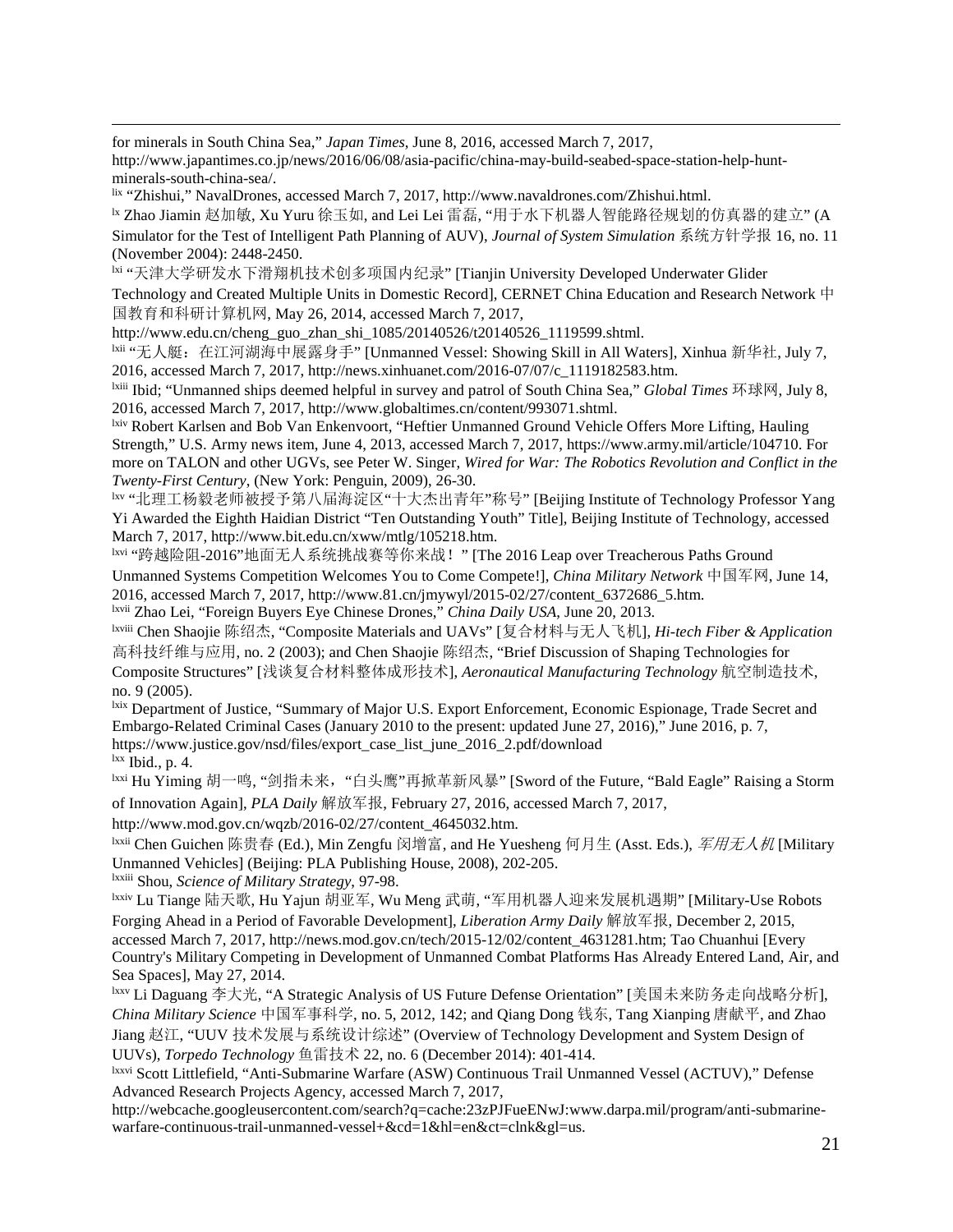for minerals in South China Sea," *Japan Times*, June 8, 2016, accessed March 7, 2017, http://www.japantimes.co.jp/news/2016/06/08/asia-pacific/china-may-build-seabed-space-station-help-hunt-minerals-south-china-sea/.

[lix] "Zhishui," NavalDrones, accessed March 7, 2017, http://www.navaldrones.com/Zhishui.html.

[lx] Zhao Jiamin 赵加敏, Xu Yuru 徐玉如, and Lei Lei 雷磊, "用于水下机器人智能路径规划的仿真器的建立" (A Simulator for the Test of Intelligent Path Planning of AUV), *Journal of System Simulation* 系统方针学报 16, no. 11 (November 2004): 2448-2450.

[lxi] "天津大学研发水下滑翔机技术创多项国内纪录" [Tianjin University Developed Underwater Glider Technology and Created Multiple Units in Domestic Record], CERNET China Education and Research Network 中国教育和科研计算机网, May 26, 2014, accessed March 7, 2017, http://www.edu.cn/cheng_guo_zhan_shi_1085/20140526/t20140526_1119599.shtml.

[lxii] "无人艇：在江河湖海中展露身手" [Unmanned Vessel: Showing Skill in All Waters], Xinhua 新华社, July 7, 2016, accessed March 7, 2017, http://news.xinhuanet.com/2016-07/07/c_1119182583.htm.

[lxiii] Ibid; "Unmanned ships deemed helpful in survey and patrol of South China Sea," *Global Times* 环球网, July 8, 2016, accessed March 7, 2017, http://www.globaltimes.cn/content/993071.shtml.

[lxiv] Robert Karlsen and Bob Van Enkenvoort, "Heftier Unmanned Ground Vehicle Offers More Lifting, Hauling Strength," U.S. Army news item, June 4, 2013, accessed March 7, 2017, https://www.army.mil/article/104710. For more on TALON and other UGVs, see Peter W. Singer, *Wired for War: The Robotics Revolution and Conflict in the Twenty-First Century*, (New York: Penguin, 2009), 26-30.

[lxv] "北理工杨毅老师被授予第八届海淀区"十大杰出青年"称号" [Beijing Institute of Technology Professor Yang Yi Awarded the Eighth Haidian District "Ten Outstanding Youth" Title], Beijing Institute of Technology, accessed March 7, 2017, http://www.bit.edu.cn/xww/mtlg/105218.htm.

[lxvi] "跨越险阻-2016"地面无人系统挑战赛等你来战！" [The 2016 Leap over Treacherous Paths Ground Unmanned Systems Competition Welcomes You to Come Compete!], *China Military Network* 中国军网, June 14, 2016, accessed March 7, 2017, http://www.81.cn/jmywyl/2015-02/27/content_6372686_5.htm.

[lxvii] Zhao Lei, "Foreign Buyers Eye Chinese Drones," *China Daily USA*, June 20, 2013.

[lxviii] Chen Shaojie 陈绍杰, "Composite Materials and UAVs" [复合材料与无人飞机], *Hi-tech Fiber & Application* 高科技纤维与应用, no. 2 (2003); and Chen Shaojie 陈绍杰, "Brief Discussion of Shaping Technologies for Composite Structures" [浅谈复合材料整体成形技术], *Aeronautical Manufacturing Technology* 航空制造技术, no. 9 (2005).

[lxix] Department of Justice, "Summary of Major U.S. Export Enforcement, Economic Espionage, Trade Secret and Embargo-Related Criminal Cases (January 2010 to the present: updated June 27, 2016)," June 2016, p. 7, https://www.justice.gov/nsd/files/export_case_list_june_2016_2.pdf/download

[lxx] Ibid., p. 4.

[lxxi] Hu Yiming 胡一鸣, "剑指未来，"白头鹰"再掀革新风暴" [Sword of the Future, "Bald Eagle" Raising a Storm of Innovation Again], *PLA Daily* 解放军报, February 27, 2016, accessed March 7, 2017, http://www.mod.gov.cn/wqzb/2016-02/27/content_4645032.htm.

[lxxii] Chen Guichen 陈贵春 (Ed.), Min Zengfu 闵增富, and He Yuesheng 何月生 (Asst. Eds.), *军用无人机* [Military Unmanned Vehicles] (Beijing: PLA Publishing House, 2008), 202-205.

[lxxiii] Shou, *Science of Military Strategy*, 97-98.

[lxxiv] Lu Tiange 陆天歌, Hu Yajun 胡亚军, Wu Meng 武萌, "军用机器人迎来发展机遇期" [Military-Use Robots Forging Ahead in a Period of Favorable Development], *Liberation Army Daily* 解放军报, December 2, 2015, accessed March 7, 2017, http://news.mod.gov.cn/tech/2015-12/02/content_4631281.htm; Tao Chuanhui [Every Country's Military Competing in Development of Unmanned Combat Platforms Has Already Entered Land, Air, and Sea Spaces], May 27, 2014.

[lxxv] Li Daguang 李大光, "A Strategic Analysis of US Future Defense Orientation" [美国未来防务走向战略分析], *China Military Science* 中国军事科学, no. 5, 2012, 142; and Qiang Dong 钱东, Tang Xianping 唐献平, and Zhao Jiang 赵江, "UUV 技术发展与系统设计综述" (Overview of Technology Development and System Design of UUVs), *Torpedo Technology* 鱼雷技术 22, no. 6 (December 2014): 401-414.

[lxxvi] Scott Littlefield, "Anti-Submarine Warfare (ASW) Continuous Trail Unmanned Vessel (ACTUV)," Defense Advanced Research Projects Agency, accessed March 7, 2017, http://webcache.googleusercontent.com/search?q=cache:23zPJFueENwJ:www.darpa.mil/program/anti-submarine-warfare-continuous-trail-unmanned-vessel+&cd=1&hl=en&ct=clnk&gl=us.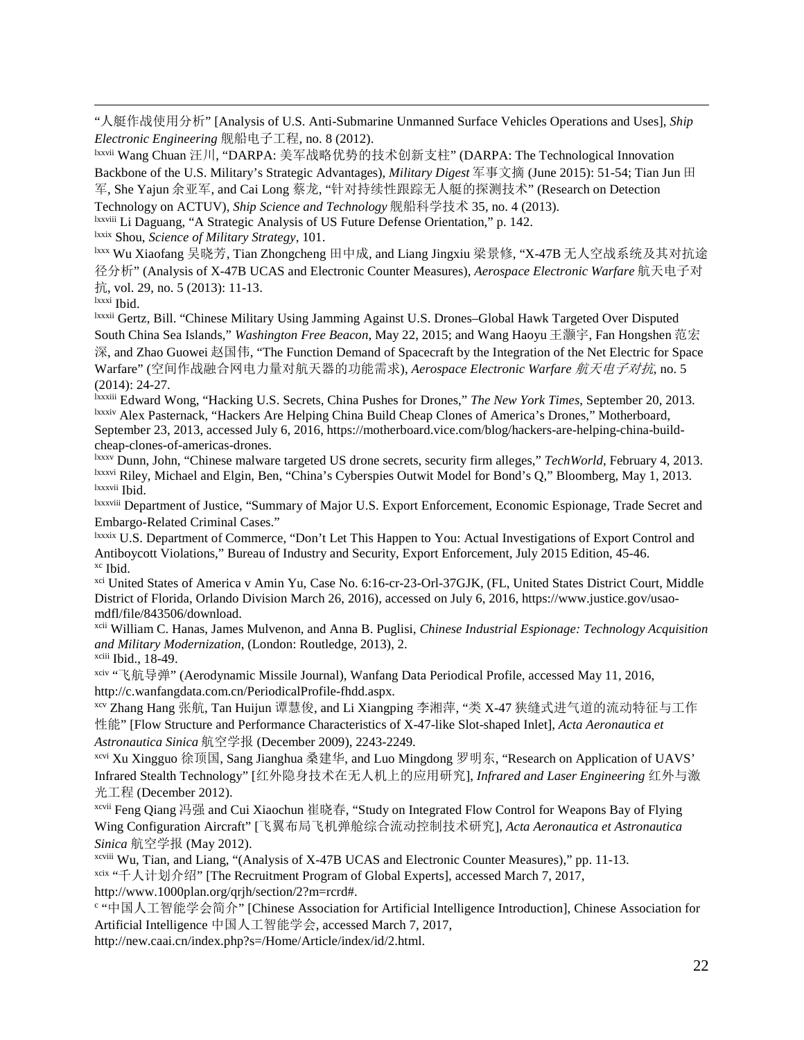"人艇作战使用分析" [Analysis of U.S. Anti-Submarine Unmanned Surface Vehicles Operations and Uses], *Ship Electronic Engineering* 舰船电子工程, no. 8 (2012).

[lxxvii] Wang Chuan 汪川, "DARPA: 美军战略优势的技术创新支柱" (DARPA: The Technological Innovation Backbone of the U.S. Military's Strategic Advantages), *Military Digest* 军事文摘 (June 2015): 51-54; Tian Jun 田军, She Yajun 佘亚军, and Cai Long 蔡龙, "针对持续性跟踪无人艇的探测技术" (Research on Detection Technology on ACTUV), *Ship Science and Technology* 舰船科学技术 35, no. 4 (2013).

[lxxviii] Li Daguang, "A Strategic Analysis of US Future Defense Orientation," p. 142.

[lxxix] Shou, *Science of Military Strategy*, 101.

[lxxx] Wu Xiaofang 吴晓芳, Tian Zhongcheng 田中成, and Liang Jingxiu 梁景修, "X-47B 无人空战系统及其对抗途径分析" (Analysis of X-47B UCAS and Electronic Counter Measures), *Aerospace Electronic Warfare* 航天电子对抗, vol. 29, no. 5 (2013): 11-13.

[lxxxi] Ibid.

[lxxxii] Gertz, Bill. "Chinese Military Using Jamming Against U.S. Drones–Global Hawk Targeted Over Disputed South China Sea Islands," *Washington Free Beacon*, May 22, 2015; and Wang Haoyu 王灏宇, Fan Hongshen 范宏深, and Zhao Guowei 赵国伟, "The Function Demand of Spacecraft by the Integration of the Net Electric for Space Warfare" (空间作战融合网电力量对航天器的功能需求), *Aerospace Electronic Warfare 航天电子对抗*, no. 5 (2014): 24-27.

[lxxxiii] Edward Wong, "Hacking U.S. Secrets, China Pushes for Drones," *The New York Times*, September 20, 2013.

[lxxxiv] Alex Pasternack, "Hackers Are Helping China Build Cheap Clones of America's Drones," Motherboard, September 23, 2013, accessed July 6, 2016, https://motherboard.vice.com/blog/hackers-are-helping-china-build-cheap-clones-of-americas-drones.

[lxxxv] Dunn, John, "Chinese malware targeted US drone secrets, security firm alleges," *TechWorld*, February 4, 2013.

[lxxxvi] Riley, Michael and Elgin, Ben, "China's Cyberspies Outwit Model for Bond's Q," Bloomberg, May 1, 2013.

[lxxxvii] Ibid.

[lxxxviii] Department of Justice, "Summary of Major U.S. Export Enforcement, Economic Espionage, Trade Secret and Embargo-Related Criminal Cases."

[lxxxix] U.S. Department of Commerce, "Don't Let This Happen to You: Actual Investigations of Export Control and Antiboycott Violations," Bureau of Industry and Security, Export Enforcement, July 2015 Edition, 45-46.

[xc] Ibid.

[xci] United States of America v Amin Yu, Case No. 6:16-cr-23-Orl-37GJK, (FL, United States District Court, Middle District of Florida, Orlando Division March 26, 2016), accessed on July 6, 2016, https://www.justice.gov/usao-mdfl/file/843506/download.

[xcii] William C. Hanas, James Mulvenon, and Anna B. Puglisi, *Chinese Industrial Espionage: Technology Acquisition and Military Modernization*, (London: Routledge, 2013), 2.

[xciii] Ibid., 18-49.

[xciv] "飞航导弹" (Aerodynamic Missile Journal), Wanfang Data Periodical Profile, accessed May 11, 2016, http://c.wanfangdata.com.cn/PeriodicalProfile-fhdd.aspx.

[xcv] Zhang Hang 张航, Tan Huijun 谭慧俊, and Li Xiangping 李湘萍, "类 X-47 狭缝式进气道的流动特征与工作性能" [Flow Structure and Performance Characteristics of X-47-like Slot-shaped Inlet], *Acta Aeronautica et Astronautica Sinica* 航空学报 (December 2009), 2243-2249.

[xcvi] Xu Xingguo 徐顶国, Sang Jianghua 桑建华, and Luo Mingdong 罗明东, "Research on Application of UAVS' Infrared Stealth Technology" [红外隐身技术在无人机上的应用研究], *Infrared and Laser Engineering* 红外与激光工程 (December 2012).

[xcvii] Feng Qiang 冯强 and Cui Xiaochun 崔晓春, "Study on Integrated Flow Control for Weapons Bay of Flying Wing Configuration Aircraft" [飞翼布局飞机弹舱综合流动控制技术研究], *Acta Aeronautica et Astronautica Sinica* 航空学报 (May 2012).

[xcviii] Wu, Tian, and Liang, "(Analysis of X-47B UCAS and Electronic Counter Measures)," pp. 11-13.

[xcix] "千人计划介绍" [The Recruitment Program of Global Experts], accessed March 7, 2017, http://www.1000plan.org/qrjh/section/2?m=rcrd#.

[c] "中国人工智能学会简介" [Chinese Association for Artificial Intelligence Introduction], Chinese Association for Artificial Intelligence 中国人工智能学会, accessed March 7, 2017, http://new.caai.cn/index.php?s=/Home/Article/index/id/2.html.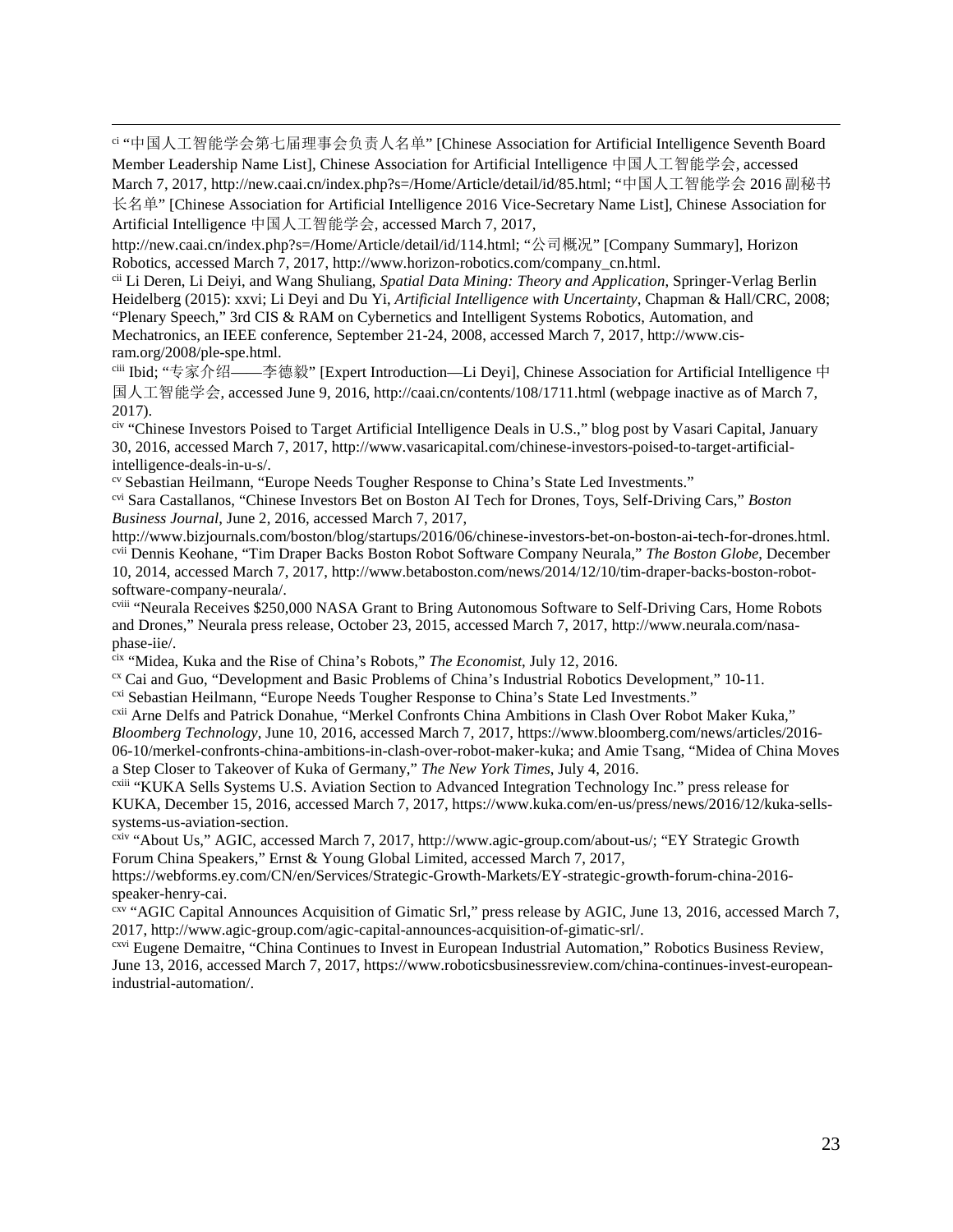[ci] "中国人工智能学会第七届理事会负责人名单" [Chinese Association for Artificial Intelligence Seventh Board Member Leadership Name List], Chinese Association for Artificial Intelligence 中国人工智能学会, accessed March 7, 2017, http://new.caai.cn/index.php?s=/Home/Article/detail/id/85.html; "中国人工智能学会 2016 副秘书长名单" [Chinese Association for Artificial Intelligence 2016 Vice-Secretary Name List], Chinese Association for Artificial Intelligence 中国人工智能学会, accessed March 7, 2017, http://new.caai.cn/index.php?s=/Home/Article/detail/id/114.html; "公司概况" [Company Summary], Horizon Robotics, accessed March 7, 2017, http://www.horizon-robotics.com/company_cn.html.

[cii] Li Deren, Li Deiyi, and Wang Shuliang, *Spatial Data Mining: Theory and Application*, Springer-Verlag Berlin Heidelberg (2015): xxvi; Li Deyi and Du Yi, *Artificial Intelligence with Uncertainty*, Chapman & Hall/CRC, 2008; "Plenary Speech," 3rd CIS & RAM on Cybernetics and Intelligent Systems Robotics, Automation, and Mechatronics, an IEEE conference, September 21-24, 2008, accessed March 7, 2017, http://www.cis-ram.org/2008/ple-spe.html.

[ciii] Ibid; "专家介绍——李德毅" [Expert Introduction—Li Deyi], Chinese Association for Artificial Intelligence 中国人工智能学会, accessed June 9, 2016, http://caai.cn/contents/108/1711.html (webpage inactive as of March 7, 2017).

[civ] "Chinese Investors Poised to Target Artificial Intelligence Deals in U.S.," blog post by Vasari Capital, January 30, 2016, accessed March 7, 2017, http://www.vasaricapital.com/chinese-investors-poised-to-target-artificial-intelligence-deals-in-u-s/.

[cv] Sebastian Heilmann, "Europe Needs Tougher Response to China's State Led Investments."

[cvi] Sara Castallanos, "Chinese Investors Bet on Boston AI Tech for Drones, Toys, Self-Driving Cars," *Boston Business Journal*, June 2, 2016, accessed March 7, 2017, http://www.bizjournals.com/boston/blog/startups/2016/06/chinese-investors-bet-on-boston-ai-tech-for-drones.html.

[cvii] Dennis Keohane, "Tim Draper Backs Boston Robot Software Company Neurala," *The Boston Globe*, December 10, 2014, accessed March 7, 2017, http://www.betaboston.com/news/2014/12/10/tim-draper-backs-boston-robot-software-company-neurala/.

[cviii] "Neurala Receives $250,000 NASA Grant to Bring Autonomous Software to Self-Driving Cars, Home Robots and Drones," Neurala press release, October 23, 2015, accessed March 7, 2017, http://www.neurala.com/nasa-phase-iie/.

[cix] "Midea, Kuka and the Rise of China's Robots," *The Economist*, July 12, 2016.

[cx] Cai and Guo, "Development and Basic Problems of China's Industrial Robotics Development," 10-11.

[cxi] Sebastian Heilmann, "Europe Needs Tougher Response to China's State Led Investments."

[cxii] Arne Delfs and Patrick Donahue, "Merkel Confronts China Ambitions in Clash Over Robot Maker Kuka," *Bloomberg Technology*, June 10, 2016, accessed March 7, 2017, https://www.bloomberg.com/news/articles/2016-06-10/merkel-confronts-china-ambitions-in-clash-over-robot-maker-kuka; and Amie Tsang, "Midea of China Moves a Step Closer to Takeover of Kuka of Germany," *The New York Times*, July 4, 2016.

[cxiii] "KUKA Sells Systems U.S. Aviation Section to Advanced Integration Technology Inc." press release for KUKA, December 15, 2016, accessed March 7, 2017, https://www.kuka.com/en-us/press/news/2016/12/kuka-sells-systems-us-aviation-section.

[cxiv] "About Us," AGIC, accessed March 7, 2017, http://www.agic-group.com/about-us/; "EY Strategic Growth Forum China Speakers," Ernst & Young Global Limited, accessed March 7, 2017, https://webforms.ey.com/CN/en/Services/Strategic-Growth-Markets/EY-strategic-growth-forum-china-2016-speaker-henry-cai.

[cxv] "AGIC Capital Announces Acquisition of Gimatic Srl," press release by AGIC, June 13, 2016, accessed March 7, 2017, http://www.agic-group.com/agic-capital-announces-acquisition-of-gimatic-srl/.

[cxvi] Eugene Demaitre, "China Continues to Invest in European Industrial Automation," Robotics Business Review, June 13, 2016, accessed March 7, 2017, https://www.roboticsbusinessreview.com/china-continues-invest-european-industrial-automation/.